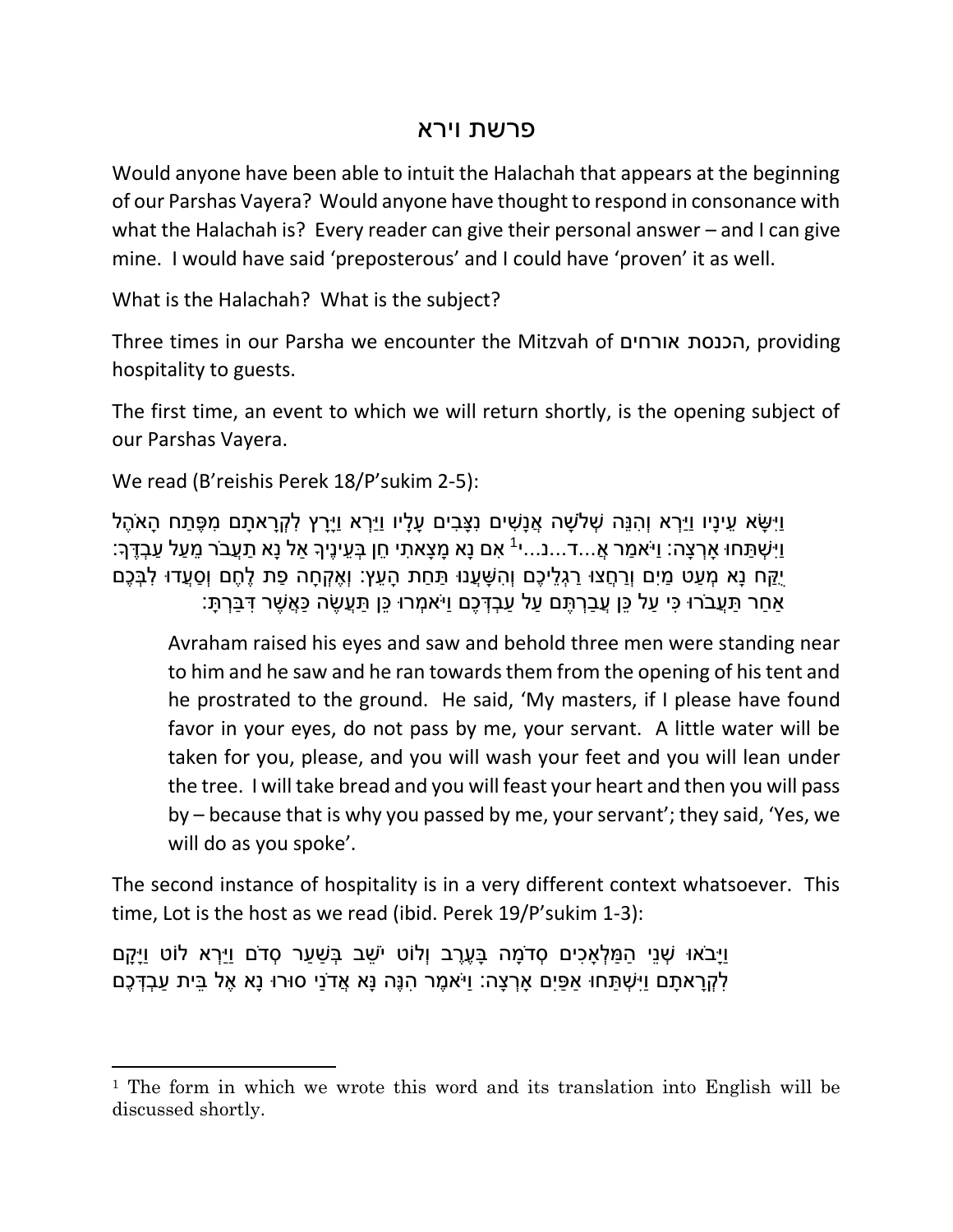# פרשת וירא

Would anyone have been able to intuit the Halachah that appears at the beginning of our Parshas Vayera? Would anyone have thought to respond in consonance with what the Halachah is? Every reader can give their personal answer – and I can give mine. I would have said 'preposterous' and I could have 'proven' it as well.

What is the Halachah? What is the subject?

Three times in our Parsha we encounter the Mitzvah of הכנסת אורחים, providing hospitality to guests.

The first time, an event to which we will return shortly, is the opening subject of our Parshas Vayera.

We read (B'reishis Perek 18/P'sukim 2-5):

וַיִּשָּׂא עֵינָיו וַיַּרְא וְהִנֵּה שְׁלֹשָׁה אֲנָשִׁים נִצָּבִים עָלָיו וַיַּרְא וַיָּרָץ לִקְרָאתָם מִפֶּתַח הָאֹהֶל וַיִּשְׁתַּחוּ אָרְצָה: וַיֹּאמַר אֲ...ד...נ...י[1] אִם נָא מָצָאתִי חֵן בְּעֵינֶיךָ אַל נָא תַעֲבֹר מֵעַל עַבְדֶּךָ: יֻקַּח נָא מְעַט מַיִם וְרַחֲצוּ רַגְלֵיכֶם וְהִשָּׁעֲנוּ תַּחַת הָעֵץ: וְאֶקְחָה פַת לֶחֶם וְסַעֲדוּ לִבְּכֶם אַחַר תַּעֲבֹרוּ כִּי עַל כֵּן עֲבַרְתֶּם עַל עַבְדְּכֶם וַיֹּאמְרוּ כֵּן תַּעֲשֶׂה כַּאֲשֶׁר דִּבַּרְתָּ:

> Avraham raised his eyes and saw and behold three men were standing near to him and he saw and he ran towards them from the opening of his tent and he prostrated to the ground. He said, 'My masters, if I please have found favor in your eyes, do not pass by me, your servant. A little water will be taken for you, please, and you will wash your feet and you will lean under the tree. I will take bread and you will feast your heart and then you will pass by – because that is why you passed by me, your servant'; they said, 'Yes, we will do as you spoke'.

The second instance of hospitality is in a very different context whatsoever. This time, Lot is the host as we read (ibid. Perek 19/P'sukim 1-3):

וַיָּבֹאוּ שְׁנֵי הַמַּלְאָכִים סְדֹמָה בָּעֶרֶב וְלוֹט יֹשֵׁב בְּשַׁעַר סְדֹם וַיַּרְא לוֹט וַיָּקָם לִקְרָאתָם וַיִּשְׁתַּחוּ אַפַּיִם אָרְצָה: וַיֹּאמֶר הִנֶּה נָּא אֲדֹנַי סוּרוּ נָא אֶל בֵּית עַבְדְּכֶם

[1] The form in which we wrote this word and its translation into English will be discussed shortly.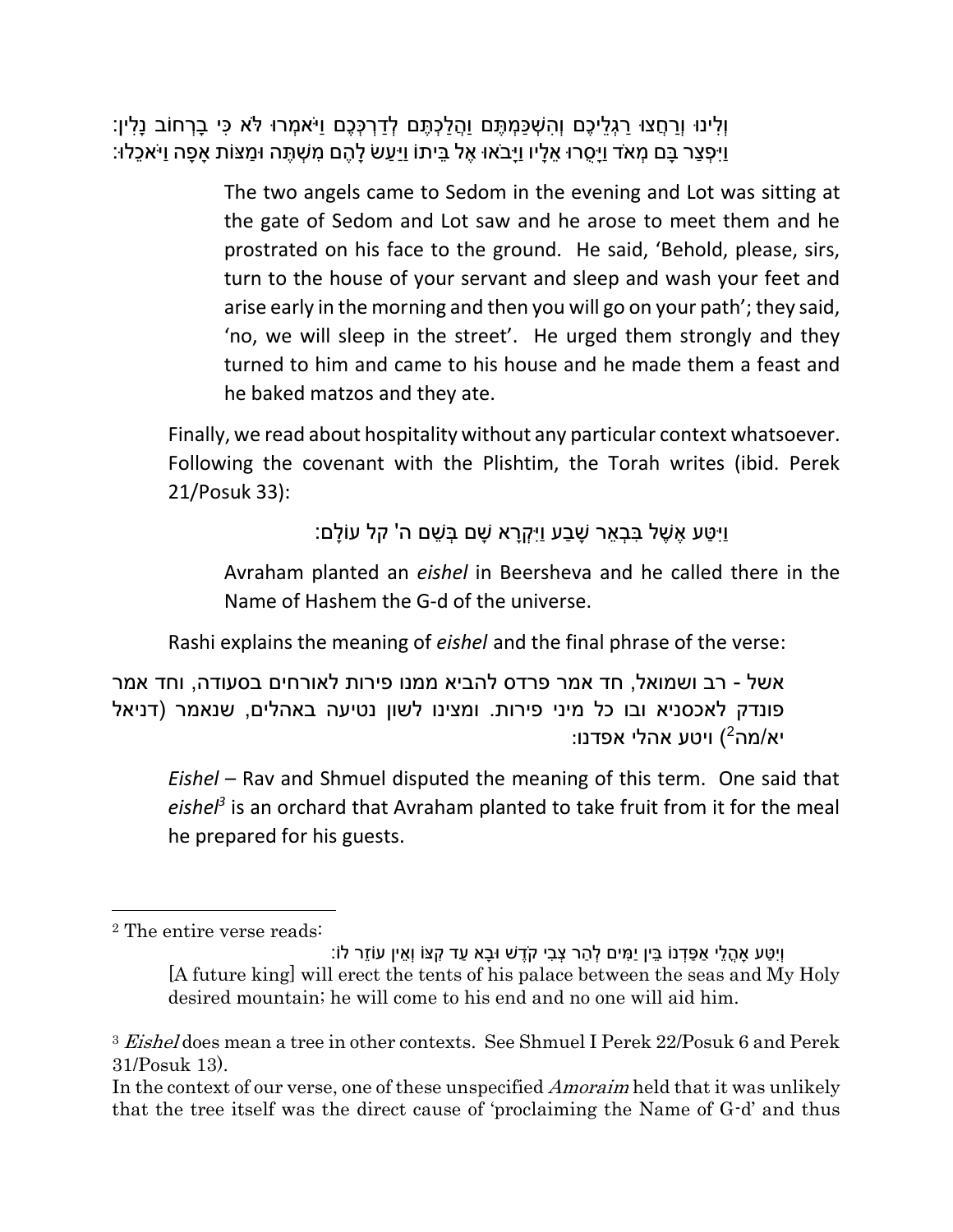וְלִינוּ וְרַחֲצוּ רַגְלֵיכֶם וְהִשְׁכַּמְתֶּם וַהֲלַכְתֶּם לְדַרְכְּכֶם וַיֹּאמְרוּ לֹּא כִּי בָרְחוֹב נָלִין:
וַיִּפְצַר בָּם מְאֹד וַיָּסֻרוּ אֵלָיו וַיָּבֹאוּ אֶל בֵּיתוֹ וַיַּעַשׂ לָהֶם מִשְׁתֶּה וּמַצּוֹת אָפָה וַיֹּאכֵלוּ:

> The two angels came to Sedom in the evening and Lot was sitting at the gate of Sedom and Lot saw and he arose to meet them and he prostrated on his face to the ground. He said, 'Behold, please, sirs, turn to the house of your servant and sleep and wash your feet and arise early in the morning and then you will go on your path'; they said, 'no, we will sleep in the street'. He urged them strongly and they turned to him and came to his house and he made them a feast and he baked matzos and they ate.

Finally, we read about hospitality without any particular context whatsoever. Following the covenant with the Plishtim, the Torah writes (ibid. Perek 21/Posuk 33):

וַיִּטַּע אֶשֶׁל בִּבְאֵר שָׁבַע וַיִּקְרָא שָׁם בְּשֵׁם ה' קל עוֹלָם:

> Avraham planted an *eishel* in Beersheva and he called there in the Name of Hashem the G-d of the universe.

Rashi explains the meaning of *eishel* and the final phrase of the verse:

אשל - רב ושמואל, חד אמר פרדס להביא ממנו פירות לאורחים בסעודה, וחד אמר פונדק לאכסניא ובו כל מיני פירות. ומצינו לשון נטיעה באהלים, שנאמר (דניאל יא/מה[2]) ויטע אהלי אפדנו:

*Eishel* – Rav and Shmuel disputed the meaning of this term. One said that *eishel*[3] is an orchard that Avraham planted to take fruit from it for the meal he prepared for his guests.

---

[2] The entire verse reads:

וְיִטַּע אָהֳלֵי אַפַּדְנוֹ בֵּין יַמִּים לְהַר צְבִי קֹדֶשׁ וּבָא עַד קִצּוֹ וְאֵין עוֹזֵר לוֹ:

[A future king] will erect the tents of his palace between the seas and My Holy desired mountain; he will come to his end and no one will aid him.

[3] *Eishel* does mean a tree in other contexts. See Shmuel I Perek 22/Posuk 6 and Perek 31/Posuk 13).

In the context of our verse, one of these unspecified *Amoraim* held that it was unlikely that the tree itself was the direct cause of 'proclaiming the Name of G-d' and thus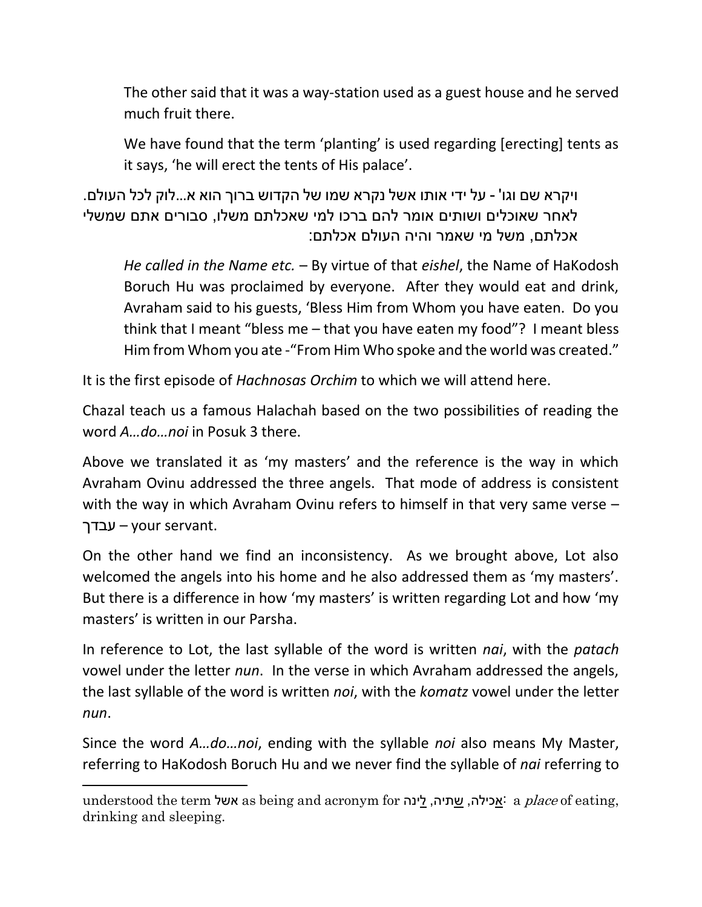The other said that it was a way-station used as a guest house and he served much fruit there.

We have found that the term 'planting' is used regarding [erecting] tents as it says, 'he will erect the tents of His palace'.

ויקרא שם וגו' - על ידי אותו אשל נקרא שמו של הקדוש ברוך הוא א...לוק לכל העולם. לאחר שאוכלים ושותים אומר להם ברכו למי שאכלתם משלו, סבורים אתם שמשלי אכלתם, משל מי שאמר והיה העולם אכלתם:

*He called in the Name etc.* – By virtue of that *eishel*, the Name of HaKodosh Boruch Hu was proclaimed by everyone. After they would eat and drink, Avraham said to his guests, 'Bless Him from Whom you have eaten. Do you think that I meant "bless me – that you have eaten my food"? I meant bless Him from Whom you ate -"From Him Who spoke and the world was created."

It is the first episode of *Hachnosas Orchim* to which we will attend here.

Chazal teach us a famous Halachah based on the two possibilities of reading the word *A…do…noi* in Posuk 3 there.

Above we translated it as 'my masters' and the reference is the way in which Avraham Ovinu addressed the three angels. That mode of address is consistent with the way in which Avraham Ovinu refers to himself in that very same verse – עבדך – your servant.

On the other hand we find an inconsistency. As we brought above, Lot also welcomed the angels into his home and he also addressed them as 'my masters'. But there is a difference in how 'my masters' is written regarding Lot and how 'my masters' is written in our Parsha.

In reference to Lot, the last syllable of the word is written *nai*, with the *patach* vowel under the letter *nun*. In the verse in which Avraham addressed the angels, the last syllable of the word is written *noi*, with the *komatz* vowel under the letter *nun*.

Since the word *A…do…noi*, ending with the syllable *noi* also means My Master, referring to HaKodosh Boruch Hu and we never find the syllable of *nai* referring to

---

understood the term אשל as being and acronym for אֲכילה, שְתיה, לִינה: a *place* of eating, drinking and sleeping.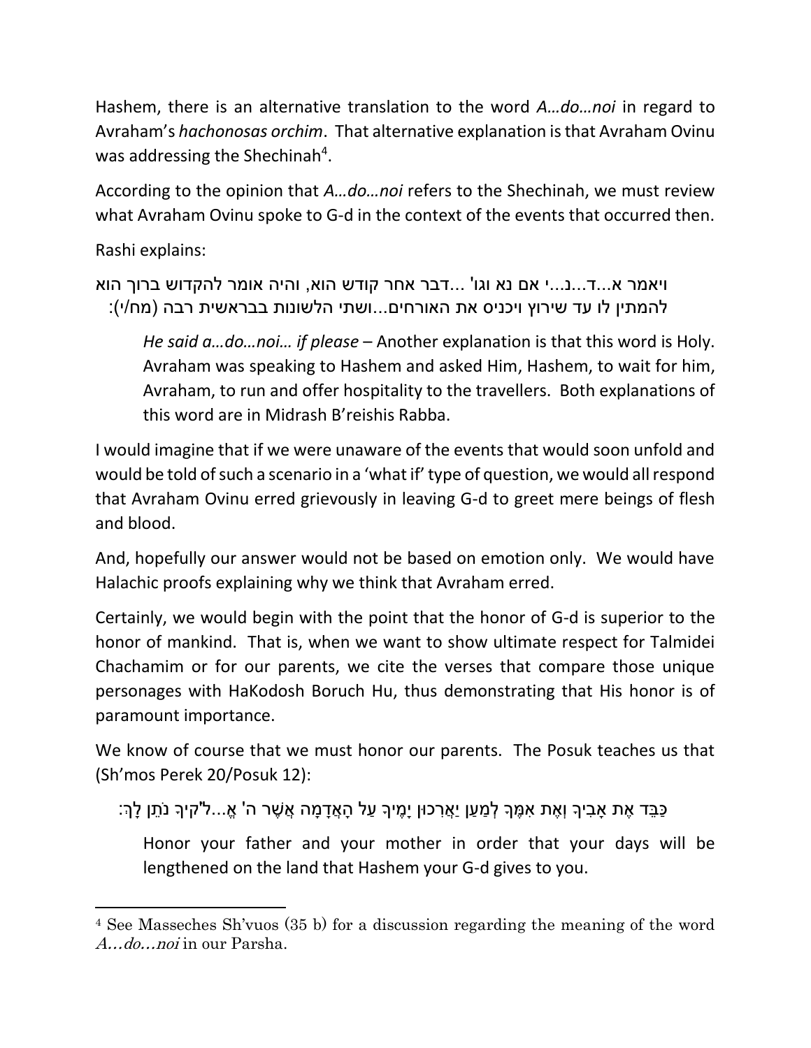Hashem, there is an alternative translation to the word *A…do…noi* in regard to Avraham's *hachonosas orchim*. That alternative explanation is that Avraham Ovinu was addressing the Shechinah[4].

According to the opinion that *A…do…noi* refers to the Shechinah, we must review what Avraham Ovinu spoke to G-d in the context of the events that occurred then.

Rashi explains:

ויאמר א...ד...נ...י אם נא וגו' ...דבר אחר קודש הוא, והיה אומר להקדוש ברוך הוא להמתין לו עד שירוץ ויכניס את האורחים...ושתי הלשונות בבראשית רבה (מח/י):

> *He said a…do…noi… if please* – Another explanation is that this word is Holy. Avraham was speaking to Hashem and asked Him, Hashem, to wait for him, Avraham, to run and offer hospitality to the travellers. Both explanations of this word are in Midrash B'reishis Rabba.

I would imagine that if we were unaware of the events that would soon unfold and would be told of such a scenario in a 'what if' type of question, we would all respond that Avraham Ovinu erred grievously in leaving G-d to greet mere beings of flesh and blood.

And, hopefully our answer would not be based on emotion only. We would have Halachic proofs explaining why we think that Avraham erred.

Certainly, we would begin with the point that the honor of G-d is superior to the honor of mankind. That is, when we want to show ultimate respect for Talmidei Chachamim or for our parents, we cite the verses that compare those unique personages with HaKodosh Boruch Hu, thus demonstrating that His honor is of paramount importance.

We know of course that we must honor our parents. The Posuk teaches us that (Sh'mos Perek 20/Posuk 12):

כַּבֵּד אֶת אָבִיךָ וְאֶת אִמֶּךָ לְמַעַן יַאֲרִכוּן יָמֶיךָ עַל הָאֲדָמָה אֲשֶׁר ה' אֱ...ל"קיךָ נֹתֵן לָךְ:

> Honor your father and your mother in order that your days will be lengthened on the land that Hashem your G-d gives to you.

---

[4] See Masseches Sh'vuos (35 b) for a discussion regarding the meaning of the word *A…do…noi* in our Parsha.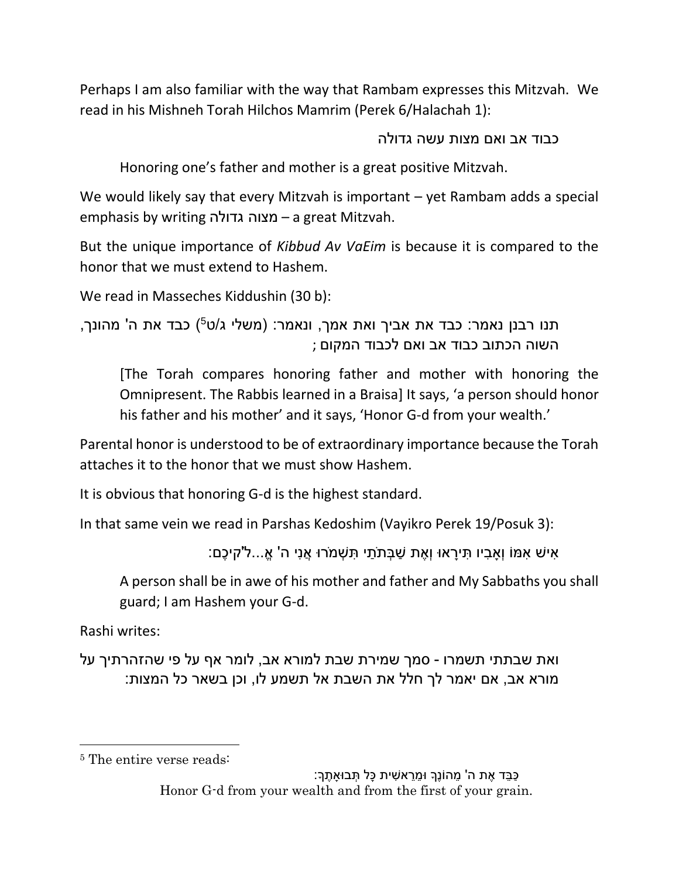Perhaps I am also familiar with the way that Rambam expresses this Mitzvah. We read in his Mishneh Torah Hilchos Mamrim (Perek 6/Halachah 1):

כבוד אב ואם מצות עשה גדולה

Honoring one's father and mother is a great positive Mitzvah.

We would likely say that every Mitzvah is important – yet Rambam adds a special emphasis by writing מצוה גדולה – a great Mitzvah.

But the unique importance of *Kibbud Av VaEim* is because it is compared to the honor that we must extend to Hashem.

We read in Masseches Kiddushin (30 b):

תנו רבנן נאמר: כבד את אביך ואת אמך, ונאמר: (משלי ג/ט[5]) כבד את ה' מהונך, השוה הכתוב כבוד אב ואם לכבוד המקום ;

[The Torah compares honoring father and mother with honoring the Omnipresent. The Rabbis learned in a Braisa] It says, 'a person should honor his father and his mother' and it says, 'Honor G-d from your wealth.'

Parental honor is understood to be of extraordinary importance because the Torah attaches it to the honor that we must show Hashem.

It is obvious that honoring G-d is the highest standard.

In that same vein we read in Parshas Kedoshim (Vayikro Perek 19/Posuk 3):

אִישׁ אִמּוֹ וְאָבִיו תִּירָאוּ וְאֶת שַׁבְּתֹתַי תִּשְׁמֹרוּ אֲנִי ה' אֱ...ל"קיכֶם:

A person shall be in awe of his mother and father and My Sabbaths you shall guard; I am Hashem your G-d.

Rashi writes:

ואת שבתתי תשמרו - סמך שמירת שבת למורא אב, לומר אף על פי שהזהרתיך על מורא אב, אם יאמר לך חלל את השבת אל תשמע לו, וכן בשאר כל המצות:

---

[5] The entire verse reads:

כַּבֵּד אֶת ה' מֵהוֹנֶךָ וּמֵרֵאשִׁית כָּל תְּבוּאָתֶךָ:

Honor G-d from your wealth and from the first of your grain.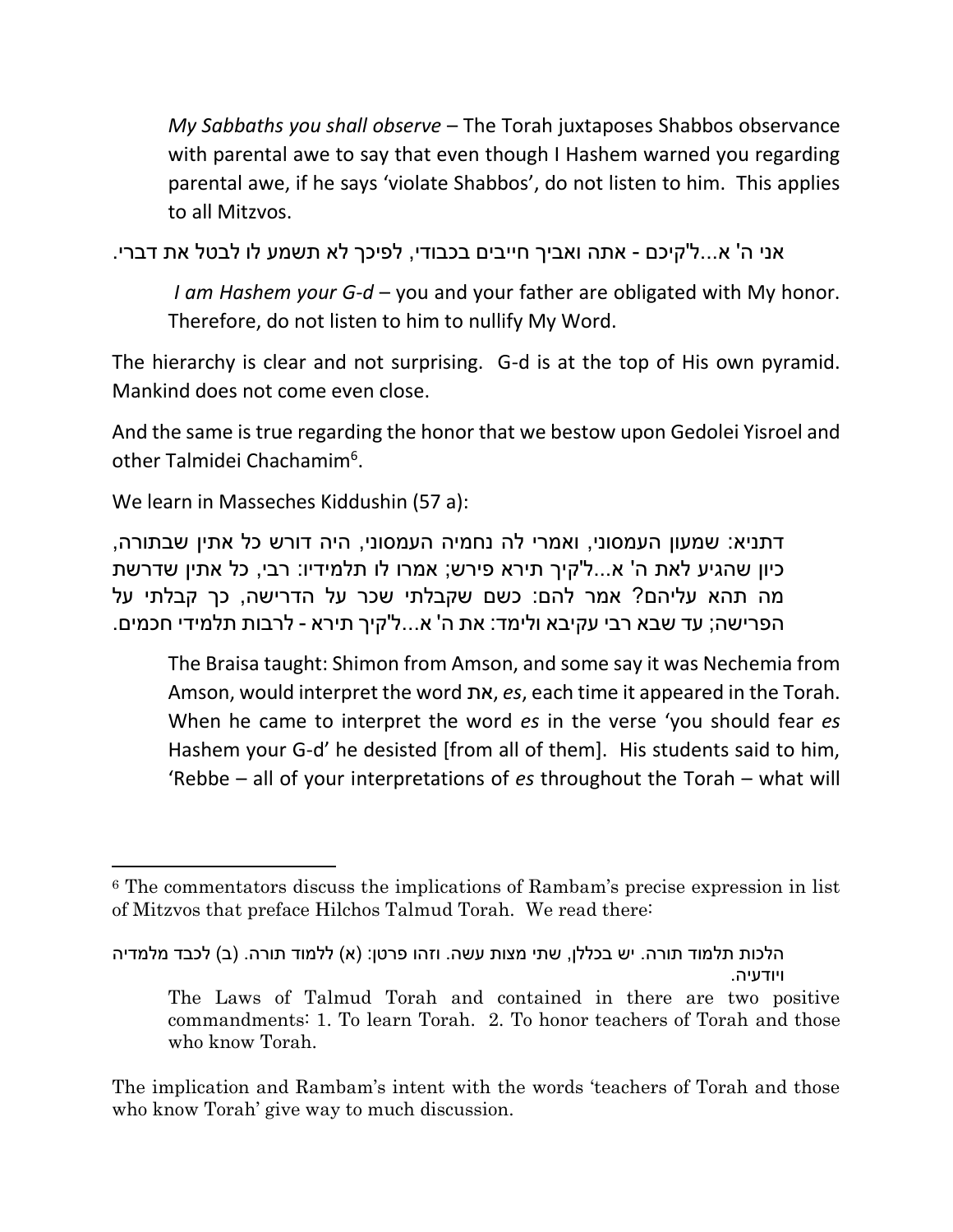*My Sabbaths you shall observe* – The Torah juxtaposes Shabbos observance with parental awe to say that even though I Hashem warned you regarding parental awe, if he says 'violate Shabbos', do not listen to him. This applies to all Mitzvos.

אני ה' א...ל'קיכם - אתה ואביך חייבים בכבודי, לפיכך לא תשמע לו לבטל את דברי.

*I am Hashem your G-d* – you and your father are obligated with My honor. Therefore, do not listen to him to nullify My Word.

The hierarchy is clear and not surprising. G-d is at the top of His own pyramid. Mankind does not come even close.

And the same is true regarding the honor that we bestow upon Gedolei Yisroel and other Talmidei Chachamim[6].

We learn in Masseches Kiddushin (57 a):

דתניא: שמעון העמסוני, ואמרי לה נחמיה העמסוני, היה דורש כל אתין שבתורה, כיון שהגיע לאת ה' א...ל'קיך תירא פירש; אמרו לו תלמידיו: רבי, כל אתין שדרשת מה תהא עליהם? אמר להם: כשם שקבלתי שכר על הדרישה, כך קבלתי על הפרישה; עד שבא רבי עקיבא ולימד: את ה' א...ל'קיך תירא - לרבות תלמידי חכמים.

The Braisa taught: Shimon from Amson, and some say it was Nechemia from Amson, would interpret the word את, *es*, each time it appeared in the Torah. When he came to interpret the word *es* in the verse 'you should fear *es* Hashem your G-d' he desisted [from all of them]. His students said to him, 'Rebbe – all of your interpretations of *es* throughout the Torah – what will

---

[6] The commentators discuss the implications of Rambam's precise expression in list of Mitzvos that preface Hilchos Talmud Torah. We read there:

הלכות תלמוד תורה. יש בכללן, שתי מצות עשה. וזהו פרטן: (א) ללמוד תורה. (ב) לכבד מלמדיה ויודעיה.

The Laws of Talmud Torah and contained in there are two positive commandments: 1. To learn Torah. 2. To honor teachers of Torah and those who know Torah.

The implication and Rambam's intent with the words 'teachers of Torah and those who know Torah' give way to much discussion.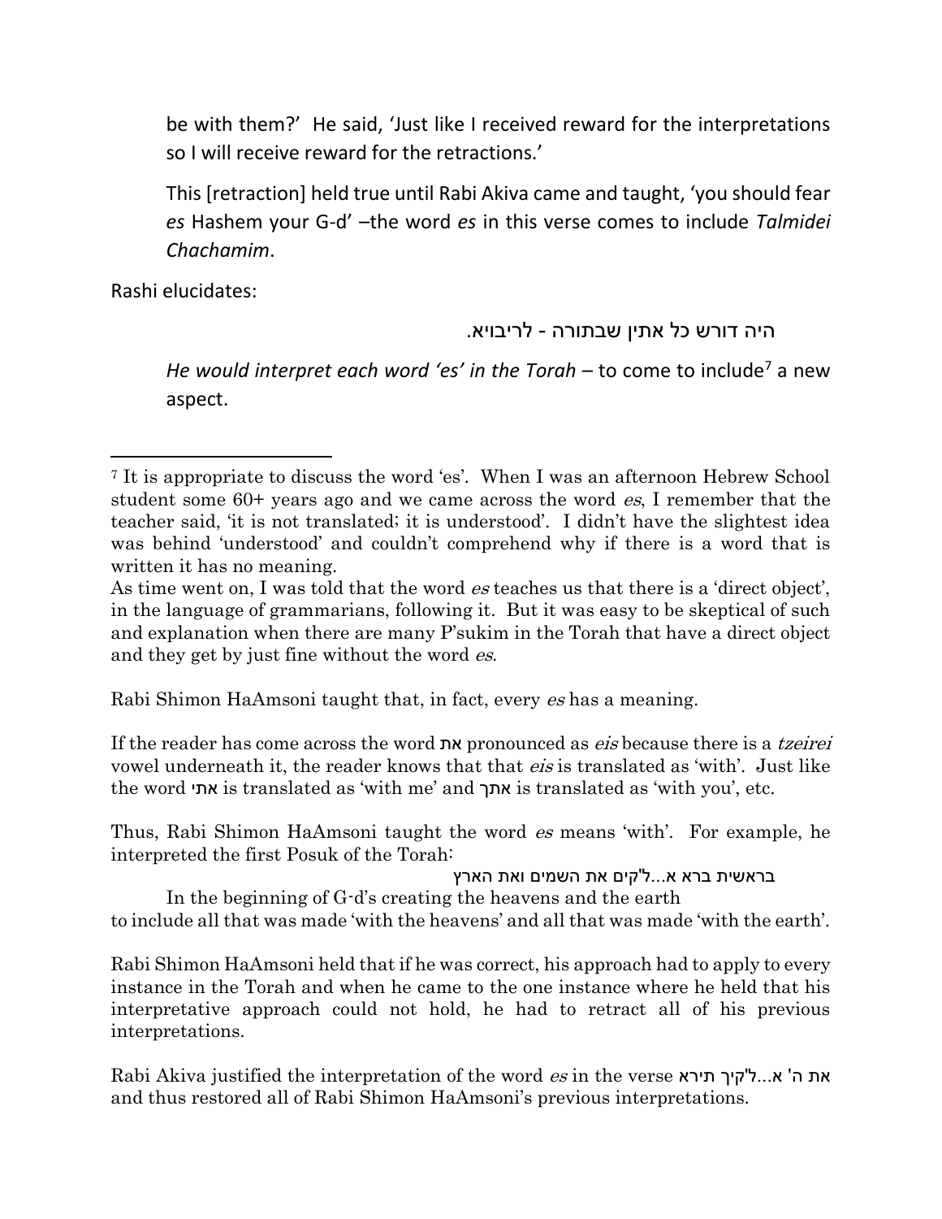be with them?' He said, 'Just like I received reward for the interpretations so I will receive reward for the retractions.'

This [retraction] held true until Rabi Akiva came and taught, 'you should fear *es* Hashem your G-d' –the word *es* in this verse comes to include *Talmidei Chachamim*.

Rashi elucidates:

היה דורש כל אתין שבתורה - לריבויא.

*He would interpret each word 'es' in the Torah* – to come to include[7] a new aspect.

---

[7] It is appropriate to discuss the word 'es'. When I was an afternoon Hebrew School student some 60+ years ago and we came across the word *es*, I remember that the teacher said, 'it is not translated; it is understood'. I didn't have the slightest idea was behind 'understood' and couldn't comprehend why if there is a word that is written it has no meaning.

As time went on, I was told that the word *es* teaches us that there is a 'direct object', in the language of grammarians, following it. But it was easy to be skeptical of such and explanation when there are many P'sukim in the Torah that have a direct object and they get by just fine without the word *es*.

Rabi Shimon HaAmsoni taught that, in fact, every *es* has a meaning.

If the reader has come across the word את pronounced as *eis* because there is a *tzeirei* vowel underneath it, the reader knows that that *eis* is translated as 'with'. Just like the word אתי is translated as 'with me' and אתך is translated as 'with you', etc.

Thus, Rabi Shimon HaAmsoni taught the word *es* means 'with'. For example, he interpreted the first Posuk of the Torah:

בראשית ברא א...ל'קים את השמים ואת הארץ

In the beginning of G-d's creating the heavens and the earth

to include all that was made 'with the heavens' and all that was made 'with the earth'.

Rabi Shimon HaAmsoni held that if he was correct, his approach had to apply to every instance in the Torah and when he came to the one instance where he held that his interpretative approach could not hold, he had to retract all of his previous interpretations.

Rabi Akiva justified the interpretation of the word *es* in the verse את ה' א...ל'קיך תירא and thus restored all of Rabi Shimon HaAmsoni's previous interpretations.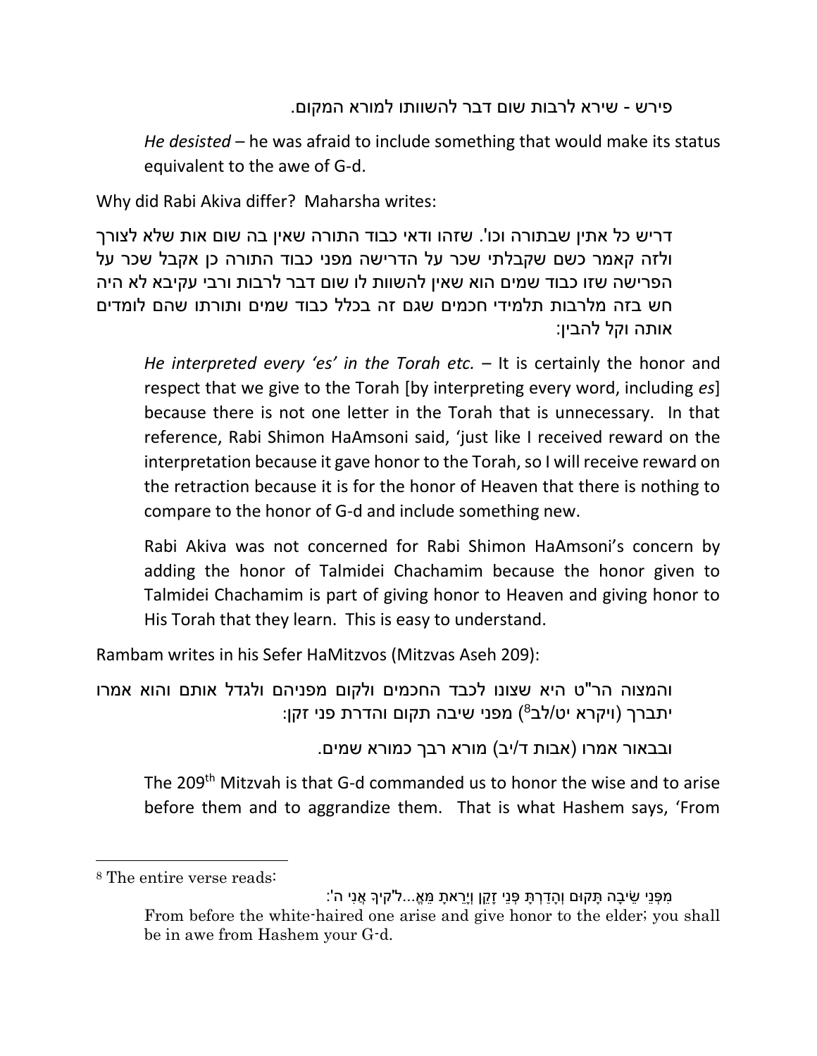פירש - שירא לרבות שום דבר להשוותו למורא המקום.

*He desisted* – he was afraid to include something that would make its status equivalent to the awe of G-d.

Why did Rabi Akiva differ? Maharsha writes:

דריש כל אתין שבתורה וכו'. שזהו ודאי כבוד התורה שאין בה שום אות שלא לצורך ולזה קאמר כשם שקבלתי שכר על הדרישה מפני כבוד התורה כן אקבל שכר על הפרישה שזו כבוד שמים הוא שאין להשוות לו שום דבר לרבות ורבי עקיבא לא היה חש בזה מלרבות תלמידי חכמים שגם זה בכלל כבוד שמים ותורתו שהם לומדים אותה וקל להבין:

*He interpreted every 'es' in the Torah etc.* – It is certainly the honor and respect that we give to the Torah [by interpreting every word, including *es*] because there is not one letter in the Torah that is unnecessary. In that reference, Rabi Shimon HaAmsoni said, 'just like I received reward on the interpretation because it gave honor to the Torah, so I will receive reward on the retraction because it is for the honor of Heaven that there is nothing to compare to the honor of G-d and include something new.

Rabi Akiva was not concerned for Rabi Shimon HaAmsoni's concern by adding the honor of Talmidei Chachamim because the honor given to Talmidei Chachamim is part of giving honor to Heaven and giving honor to His Torah that they learn. This is easy to understand.

Rambam writes in his Sefer HaMitzvos (Mitzvas Aseh 209):

והמצוה הר"ט היא שצונו לכבד החכמים ולקום מפניהם ולגדל אותם והוא אמרו יתברך (ויקרא יט/לב[8]) מפני שיבה תקום והדרת פני זקן:

ובבאור אמרו (אבות ד/יב) מורא רבך כמורא שמים.

The 209th Mitzvah is that G-d commanded us to honor the wise and to arise before them and to aggrandize them. That is what Hashem says, 'From

---

[8] The entire verse reads:

מִפְּנֵי שֵׂיבָה תָּקוּם וְהָדַרְתָּ פְּנֵי זָקֵן וְיָרֵאתָ מֵּאֶ...ל'קיךָ אֲנִי ה':

From before the white-haired one arise and give honor to the elder; you shall be in awe from Hashem your G-d.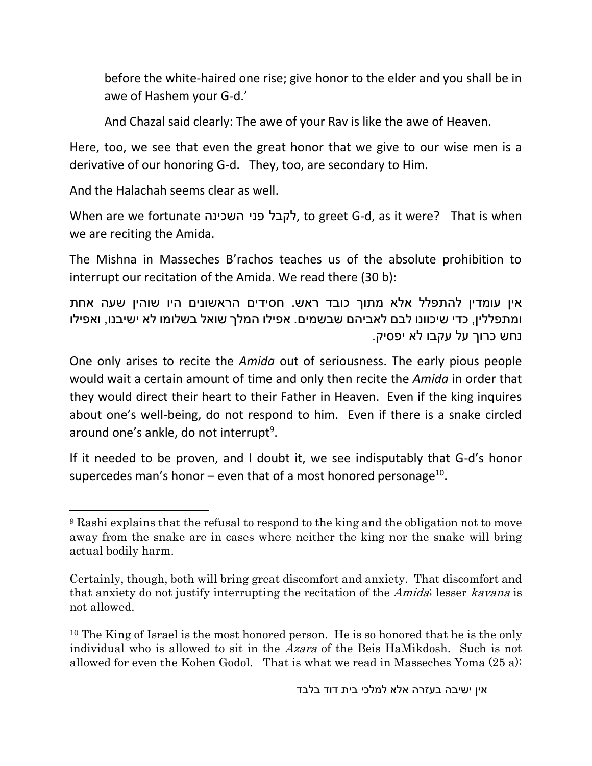before the white-haired one rise; give honor to the elder and you shall be in awe of Hashem your G-d.'

And Chazal said clearly: The awe of your Rav is like the awe of Heaven.

Here, too, we see that even the great honor that we give to our wise men is a derivative of our honoring G-d. They, too, are secondary to Him.

And the Halachah seems clear as well.

When are we fortunate לקבל פני השכינה, to greet G-d, as it were? That is when we are reciting the Amida.

The Mishna in Masseches B'rachos teaches us of the absolute prohibition to interrupt our recitation of the Amida. We read there (30 b):

אין עומדין להתפלל אלא מתוך כובד ראש. חסידים הראשונים היו שוהין שעה אחת ומתפללין, כדי שיכוונו לבם לאביהם שבשמים. אפילו המלך שואל בשלומו לא ישיבנו, ואפילו נחש כרוך על עקבו לא יפסיק.

One only arises to recite the *Amida* out of seriousness. The early pious people would wait a certain amount of time and only then recite the *Amida* in order that they would direct their heart to their Father in Heaven. Even if the king inquires about one's well-being, do not respond to him. Even if there is a snake circled around one's ankle, do not interrupt[9].

If it needed to be proven, and I doubt it, we see indisputably that G-d's honor supercedes man's honor – even that of a most honored personage[10].

---

[9] Rashi explains that the refusal to respond to the king and the obligation not to move away from the snake are in cases where neither the king nor the snake will bring actual bodily harm.

Certainly, though, both will bring great discomfort and anxiety. That discomfort and that anxiety do not justify interrupting the recitation of the *Amida*; lesser *kavana* is not allowed.

[10] The King of Israel is the most honored person. He is so honored that he is the only individual who is allowed to sit in the *Azara* of the Beis HaMikdosh. Such is not allowed for even the Kohen Godol. That is what we read in Masseches Yoma (25 a):

אין ישיבה בעזרה אלא למלכי בית דוד בלבד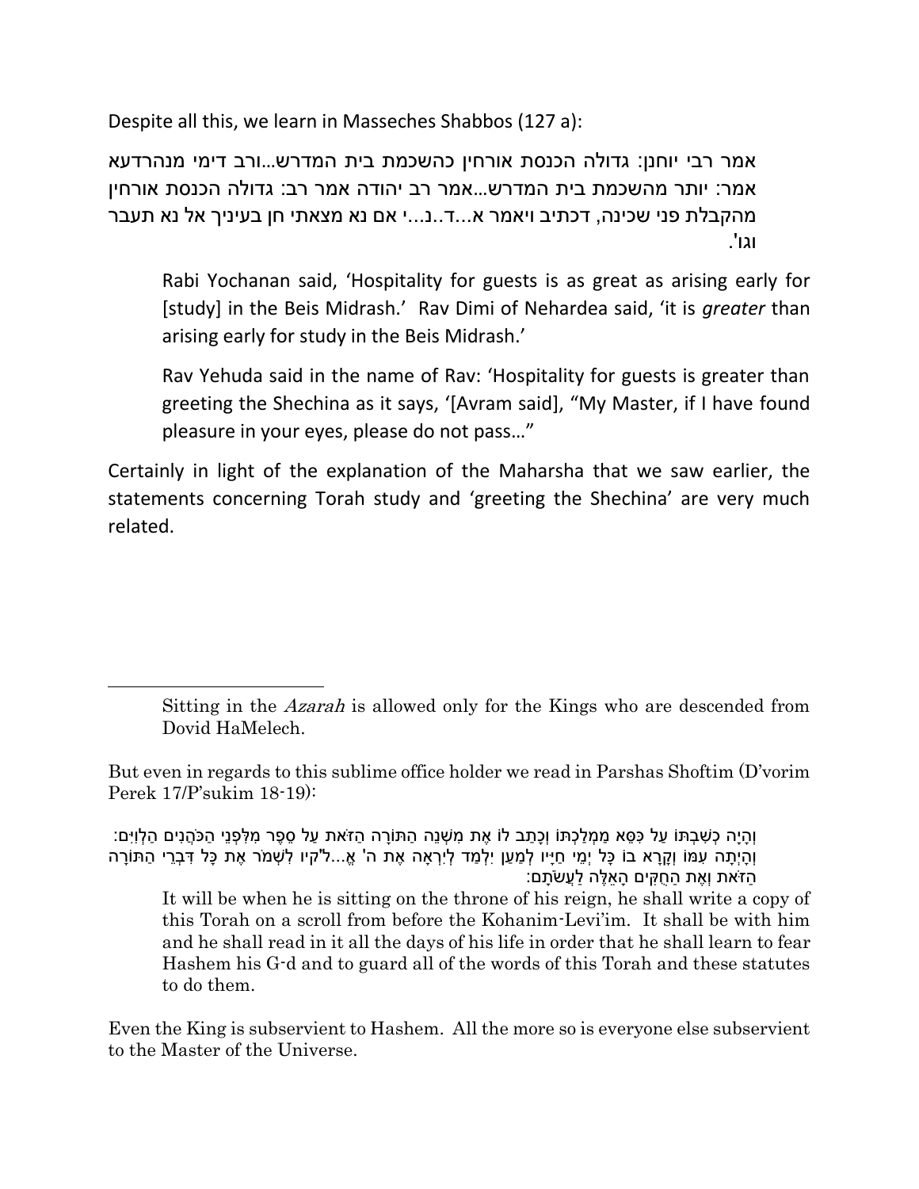Despite all this, we learn in Masseches Shabbos (127 a):

אמר רבי יוחנן: גדולה הכנסת אורחין כהשכמת בית המדרש...ורב דימי מנהרדעא אמר: יותר מהשכמת בית המדרש...אמר רב יהודה אמר רב: גדולה הכנסת אורחין מהקבלת פני שכינה, דכתיב ויאמר א...ד..נ...י אם נא מצאתי חן בעיניך אל נא תעבר וגו'.

> Rabi Yochanan said, 'Hospitality for guests is as great as arising early for [study] in the Beis Midrash.' Rav Dimi of Nehardea said, 'it is *greater* than arising early for study in the Beis Midrash.'
>
> Rav Yehuda said in the name of Rav: 'Hospitality for guests is greater than greeting the Shechina as it says, '[Avram said], "My Master, if I have found pleasure in your eyes, please do not pass…"

Certainly in light of the explanation of the Maharsha that we saw earlier, the statements concerning Torah study and 'greeting the Shechina' are very much related.

---

Sitting in the *Azarah* is allowed only for the Kings who are descended from Dovid HaMelech.

But even in regards to this sublime office holder we read in Parshas Shoftim (D'vorim Perek 17/P'sukim 18-19):

וְהָיָה כְשִׁבְתּוֹ עַל כִּסֵּא מַמְלַכְתּוֹ וְכָתַב לוֹ אֶת מִשְׁנֵה הַתּוֹרָה הַזֹּאת עַל סֵפֶר מִלִּפְנֵי הַכֹּהֲנִים הַלְוִיִּם: וְהָיְתָה עִמּוֹ וְקָרָא בוֹ כָּל יְמֵי חַיָּיו לְמַעַן יִלְמַד לְיִרְאָה אֶת ה' אֱ...ל'קיו לִשְׁמֹר אֶת כָּל דִּבְרֵי הַתּוֹרָה הַזֹּאת וְאֶת הַחֻקִּים הָאֵלֶּה לַעֲשֹׂתָם:

> It will be when he is sitting on the throne of his reign, he shall write a copy of this Torah on a scroll from before the Kohanim-Levi'im. It shall be with him and he shall read in it all the days of his life in order that he shall learn to fear Hashem his G-d and to guard all of the words of this Torah and these statutes to do them.

Even the King is subservient to Hashem. All the more so is everyone else subservient to the Master of the Universe.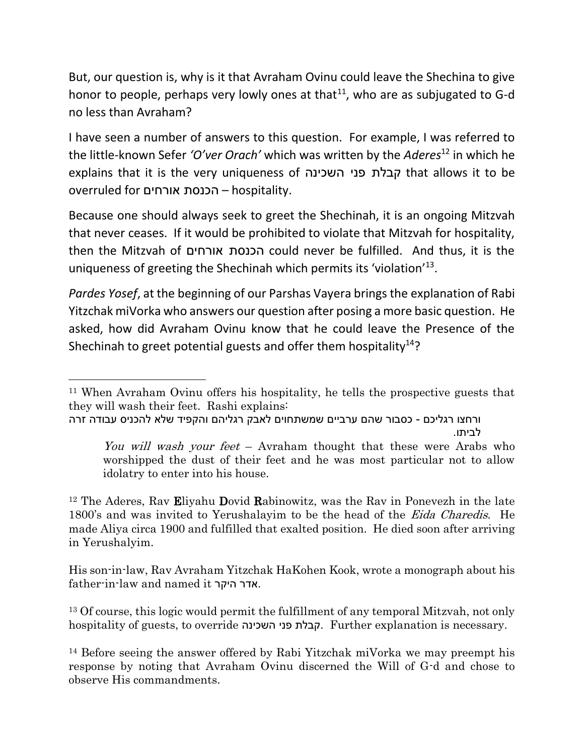But, our question is, why is it that Avraham Ovinu could leave the Shechina to give honor to people, perhaps very lowly ones at that[11], who are as subjugated to G-d no less than Avraham?

I have seen a number of answers to this question. For example, I was referred to the little-known Sefer *'O'ver Orach'* which was written by the *Aderes*[12] in which he explains that it is the very uniqueness of קבלת פני השכינה that allows it to be overruled for הכנסת אורחים – hospitality.

Because one should always seek to greet the Shechinah, it is an ongoing Mitzvah that never ceases. If it would be prohibited to violate that Mitzvah for hospitality, then the Mitzvah of הכנסת אורחים could never be fulfilled. And thus, it is the uniqueness of greeting the Shechinah which permits its 'violation'[13].

*Pardes Yosef*, at the beginning of our Parshas Vayera brings the explanation of Rabi Yitzchak miVorka who answers our question after posing a more basic question. He asked, how did Avraham Ovinu know that he could leave the Presence of the Shechinah to greet potential guests and offer them hospitality[14]?

---

[11] When Avraham Ovinu offers his hospitality, he tells the prospective guests that they will wash their feet. Rashi explains:

ורחצו רגליכם - כסבור שהם ערביים שמשתחוים לאבק רגליהם והקפיד שלא להכניס עבודה זרה לביתו.

> *You will wash your feet* – Avraham thought that these were Arabs who worshipped the dust of their feet and he was most particular not to allow idolatry to enter into his house.

[12] The Aderes, Rav **E**liyahu **D**ovid **R**abinowitz, was the Rav in Ponevezh in the late 1800's and was invited to Yerushalayim to be the head of the *Eida Charedis*. He made Aliya circa 1900 and fulfilled that exalted position. He died soon after arriving in Yerushalyim.

His son-in-law, Rav Avraham Yitzchak HaKohen Kook, wrote a monograph about his father-in-law and named it אדר היקר.

[13] Of course, this logic would permit the fulfillment of any temporal Mitzvah, not only hospitality of guests, to override קבלת פני השכינה. Further explanation is necessary.

[14] Before seeing the answer offered by Rabi Yitzchak miVorka we may preempt his response by noting that Avraham Ovinu discerned the Will of G-d and chose to observe His commandments.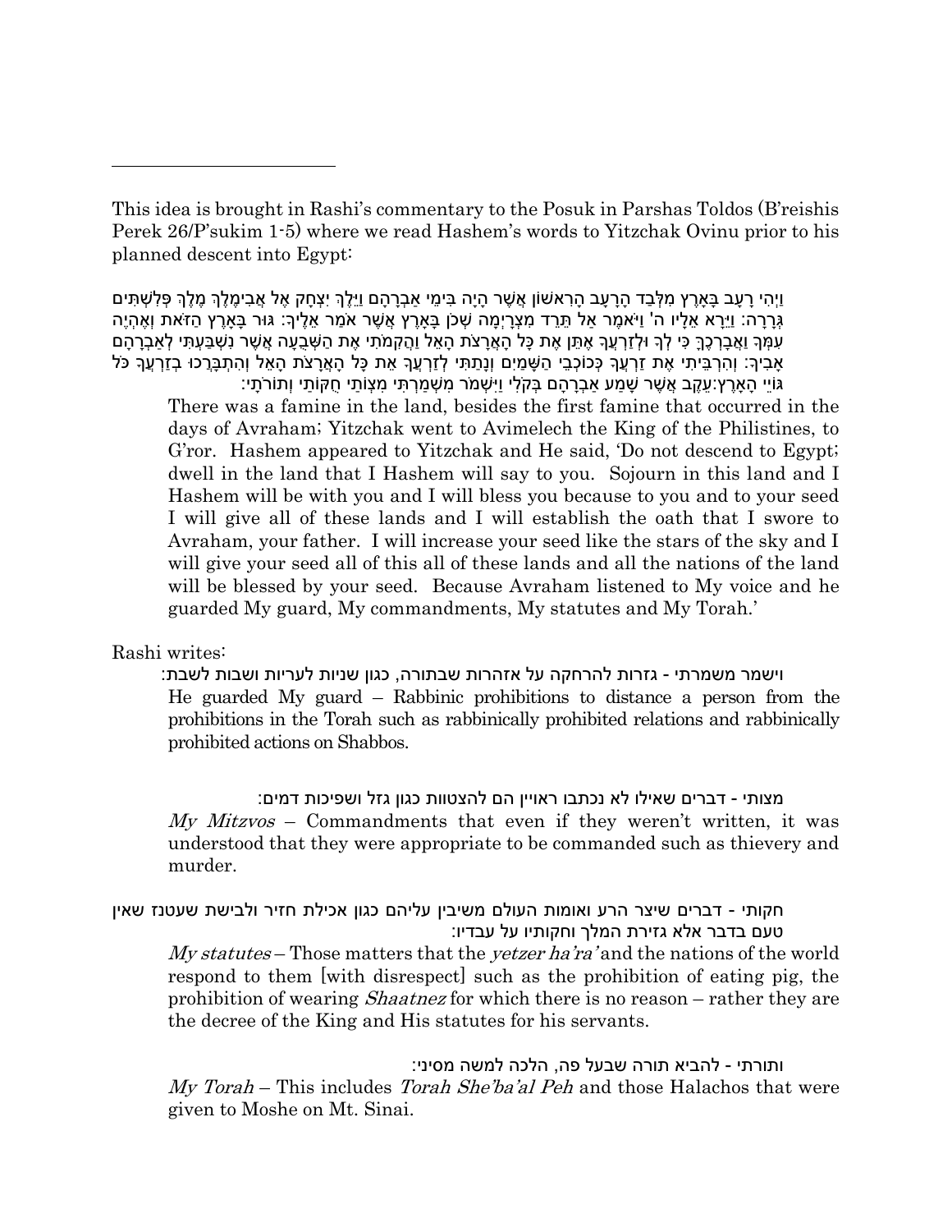This idea is brought in Rashi's commentary to the Posuk in Parshas Toldos (B'reishis Perek 26/P'sukim 1-5) where we read Hashem's words to Yitzchak Ovinu prior to his planned descent into Egypt:

וַיְהִי רָעָב בָּאָרֶץ מִלְּבַד הָרָעָב הָרִאשׁוֹן אֲשֶׁר הָיָה בִּימֵי אַבְרָהָם וַיֵּלֶךְ יִצְחָק אֶל אֲבִימֶלֶךְ מֶלֶךְ פְּלִשְׁתִּים גְּרָרָה: וַיֵּרָא אֵלָיו ה' וַיֹּאמֶר אַל תֵּרֵד מִצְרָיְמָה שְׁכֹן בָּאָרֶץ אֲשֶׁר אֹמַר אֵלֶיךָ: גּוּר בָּאָרֶץ הַזֹּאת וְאֶהְיֶה עִמְּךָ וַאֲבָרְכֶךָּ כִּי לְךָ וּלְזַרְעֲךָ אֶתֵּן אֶת כָּל הָאֲרָצֹת הָאֵל וַהֲקִמֹתִי אֶת הַשְּׁבֻעָה אֲשֶׁר נִשְׁבַּעְתִּי לְאַבְרָהָם אָבִיךָ: וְהִרְבֵּיתִי אֶת זַרְעֲךָ כְּכוֹכְבֵי הַשָּׁמַיִם וְנָתַתִּי לְזַרְעֲךָ אֵת כָּל הָאֲרָצֹת הָאֵל וְהִתְבָּרְכוּ בְזַרְעֲךָ כֹּל גּוֹיֵי הָאָרֶץ:עֵקֶב אֲשֶׁר שָׁמַע אַבְרָהָם בְּקֹלִי וַיִּשְׁמֹר מִשְׁמַרְתִּי מִצְוֹתַי חֻקּוֹתַי וְתוֹרֹתָי:

There was a famine in the land, besides the first famine that occurred in the days of Avraham; Yitzchak went to Avimelech the King of the Philistines, to G'ror. Hashem appeared to Yitzchak and He said, 'Do not descend to Egypt; dwell in the land that I Hashem will say to you. Sojourn in this land and I Hashem will be with you and I will bless you because to you and to your seed I will give all of these lands and I will establish the oath that I swore to Avraham, your father. I will increase your seed like the stars of the sky and I will give your seed all of this all of these lands and all the nations of the land will be blessed by your seed. Because Avraham listened to My voice and he guarded My guard, My commandments, My statutes and My Torah.'

Rashi writes:

וישמר משמרתי - גזרות להרחקה על אזהרות שבתורה, כגון שניות לעריות ושבות לשבת:

He guarded My guard – Rabbinic prohibitions to distance a person from the prohibitions in the Torah such as rabbinically prohibited relations and rabbinically prohibited actions on Shabbos.

מצותי - דברים שאילו לא נכתבו ראויין הם להצטוות כגון גזל ושפיכות דמים:

*My Mitzvos* – Commandments that even if they weren't written, it was understood that they were appropriate to be commanded such as thievery and murder.

חקותי - דברים שיצר הרע ואומות העולם משיבין עליהם כגון אכילת חזיר ולבישת שעטנז שאין טעם בדבר אלא גזירת המלך וחקותיו על עבדיו:

*My statutes* – Those matters that the *yetzer ha'ra'* and the nations of the world respond to them [with disrespect] such as the prohibition of eating pig, the prohibition of wearing *Shaatnez* for which there is no reason – rather they are the decree of the King and His statutes for his servants.

ותורתי - להביא תורה שבעל פה, הלכה למשה מסיני:

*My Torah* – This includes *Torah She'ba'al Peh* and those Halachos that were given to Moshe on Mt. Sinai.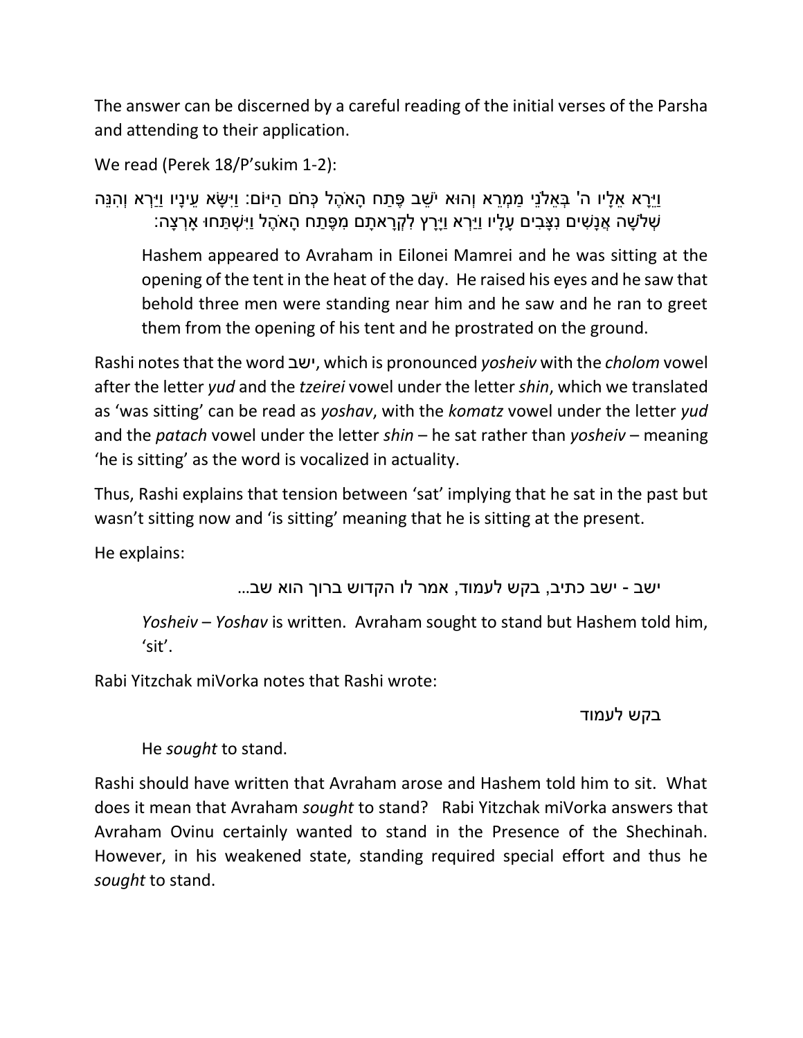The answer can be discerned by a careful reading of the initial verses of the Parsha and attending to their application.

We read (Perek 18/P'sukim 1-2):

וַיֵּרָא אֵלָיו ה' בְּאֵלֹנֵי מַמְרֵא וְהוּא יֹשֵׁב פֶּתַח הָאֹהֶל כְּחֹם הַיּוֹם: וַיִּשָּׂא עֵינָיו וַיַּרְא וְהִנֵּה שְׁלֹשָׁה אֲנָשִׁים נִצָּבִים עָלָיו וַיַּרְא וַיָּרָץ לִקְרָאתָם מִפֶּתַח הָאֹהֶל וַיִּשְׁתַּחוּ אָרְצָה:

> Hashem appeared to Avraham in Eilonei Mamrei and he was sitting at the opening of the tent in the heat of the day. He raised his eyes and he saw that behold three men were standing near him and he saw and he ran to greet them from the opening of his tent and he prostrated on the ground.

Rashi notes that the word **ישב**, which is pronounced *yosheiv* with the *cholom* vowel after the letter *yud* and the *tzeirei* vowel under the letter *shin*, which we translated as 'was sitting' can be read as *yoshav*, with the *komatz* vowel under the letter *yud* and the *patach* vowel under the letter *shin* – he sat rather than *yosheiv* – meaning 'he is sitting' as the word is vocalized in actuality.

Thus, Rashi explains that tension between 'sat' implying that he sat in the past but wasn't sitting now and 'is sitting' meaning that he is sitting at the present.

He explains:

ישב - ישב כתיב, בקש לעמוד, אמר לו הקדוש ברוך הוא שב...

> *Yosheiv* – *Yoshav* is written. Avraham sought to stand but Hashem told him, 'sit'.

Rabi Yitzchak miVorka notes that Rashi wrote:

בקש לעמוד

> He *sought* to stand.

Rashi should have written that Avraham arose and Hashem told him to sit. What does it mean that Avraham *sought* to stand? Rabi Yitzchak miVorka answers that Avraham Ovinu certainly wanted to stand in the Presence of the Shechinah. However, in his weakened state, standing required special effort and thus he *sought* to stand.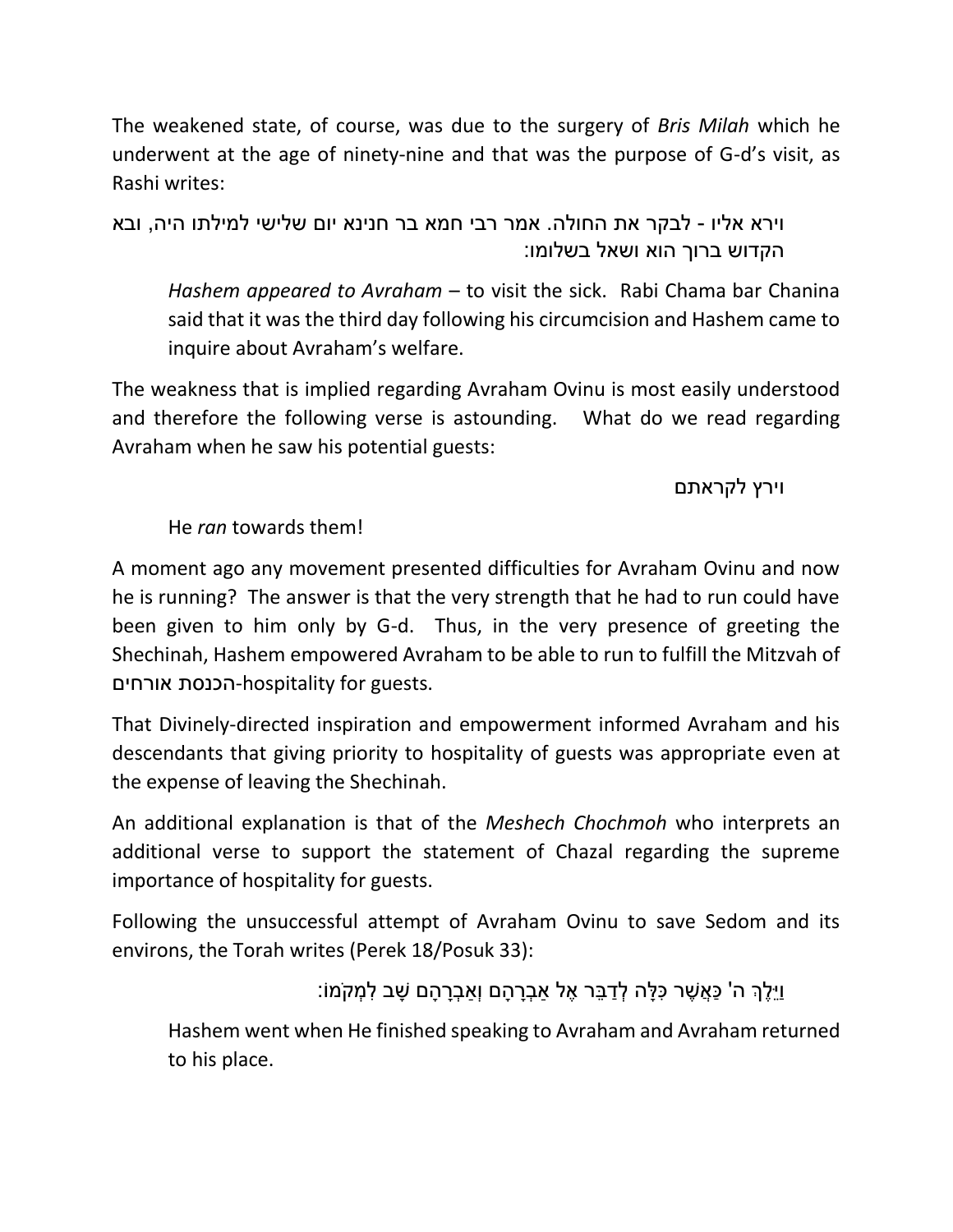The weakened state, of course, was due to the surgery of *Bris Milah* which he underwent at the age of ninety-nine and that was the purpose of G-d's visit, as Rashi writes:

> וירא אליו - לבקר את החולה. אמר רבי חמא בר חנינא יום שלישי למילתו היה, ובא הקדוש ברוך הוא ושאל בשלומו:
>
> *Hashem appeared to Avraham* – to visit the sick. Rabi Chama bar Chanina said that it was the third day following his circumcision and Hashem came to inquire about Avraham's welfare.

The weakness that is implied regarding Avraham Ovinu is most easily understood and therefore the following verse is astounding. What do we read regarding Avraham when he saw his potential guests:

> וירץ לקראתם
>
> He *ran* towards them!

A moment ago any movement presented difficulties for Avraham Ovinu and now he is running? The answer is that the very strength that he had to run could have been given to him only by G-d. Thus, in the very presence of greeting the Shechinah, Hashem empowered Avraham to be able to run to fulfill the Mitzvah of הכנסת אורחים-hospitality for guests.

That Divinely-directed inspiration and empowerment informed Avraham and his descendants that giving priority to hospitality of guests was appropriate even at the expense of leaving the Shechinah.

An additional explanation is that of the *Meshech Chochmoh* who interprets an additional verse to support the statement of Chazal regarding the supreme importance of hospitality for guests.

Following the unsuccessful attempt of Avraham Ovinu to save Sedom and its environs, the Torah writes (Perek 18/Posuk 33):

> וַיֵּלֶךְ ה' כַּאֲשֶׁר כִּלָּה לְדַבֵּר אֶל אַבְרָהָם וְאַבְרָהָם שָׁב לִמְקֹמוֹ:
>
> Hashem went when He finished speaking to Avraham and Avraham returned to his place.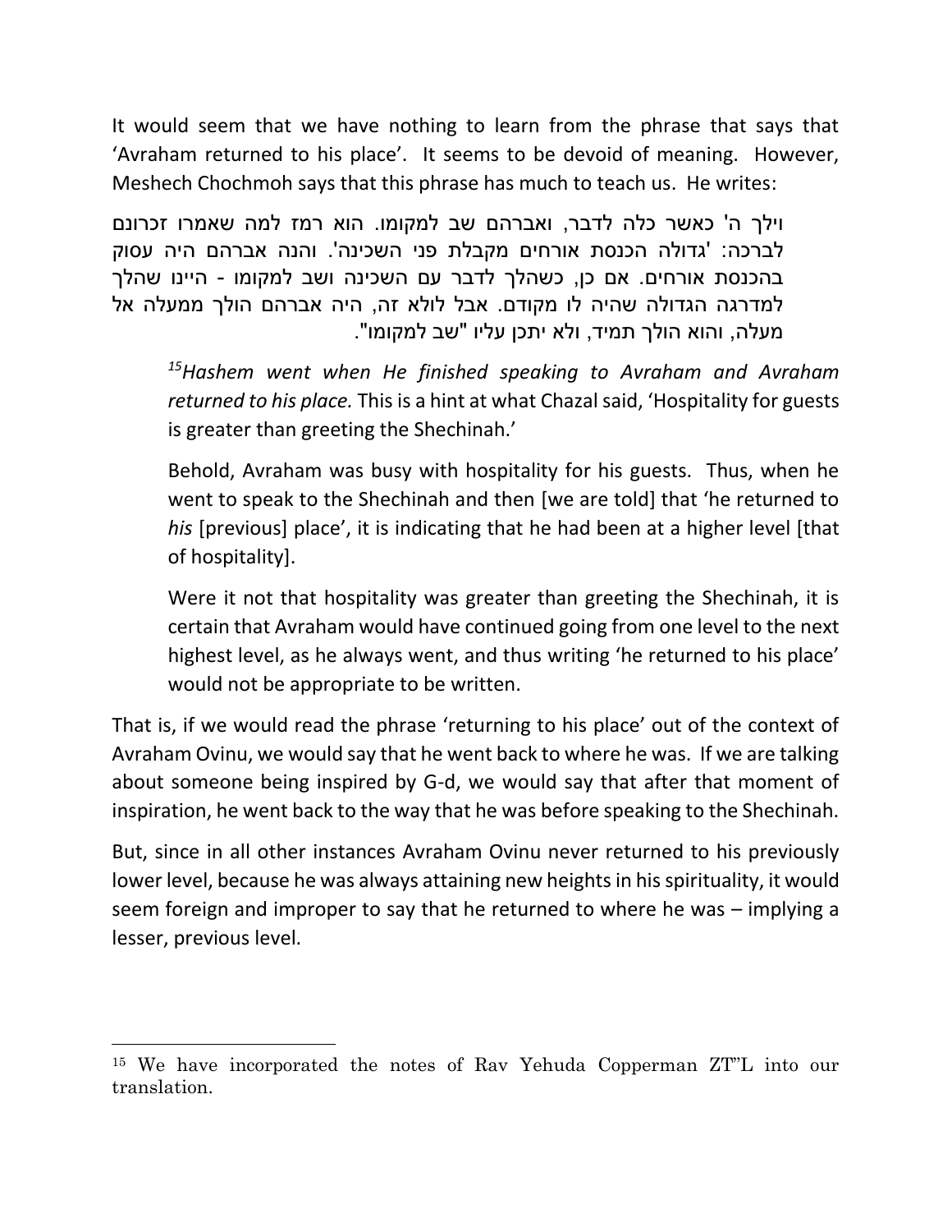It would seem that we have nothing to learn from the phrase that says that 'Avraham returned to his place'. It seems to be devoid of meaning. However, Meshech Chochmoh says that this phrase has much to teach us. He writes:

> וילך ה' כאשר כלה לדבר, ואברהם שב למקומו. הוא רמז למה שאמרו זכרונם לברכה: 'גדולה הכנסת אורחים מקבלת פני השכינה'. והנה אברהם היה עסוק בהכנסת אורחים. אם כן, כשהלך לדבר עם השכינה ושב למקומו - היינו שהלך למדרגה הגדולה שהיה לו מקודם. אבל לולא זה, היה אברהם הולך ממעלה אל מעלה, והוא הולך תמיד, ולא יתכן עליו "שב למקומו".
>
> [15]*Hashem went when He finished speaking to Avraham and Avraham returned to his place.* This is a hint at what Chazal said, 'Hospitality for guests is greater than greeting the Shechinah.'
>
> Behold, Avraham was busy with hospitality for his guests. Thus, when he went to speak to the Shechinah and then [we are told] that 'he returned to *his* [previous] place', it is indicating that he had been at a higher level [that of hospitality].
>
> Were it not that hospitality was greater than greeting the Shechinah, it is certain that Avraham would have continued going from one level to the next highest level, as he always went, and thus writing 'he returned to his place' would not be appropriate to be written.

That is, if we would read the phrase 'returning to his place' out of the context of Avraham Ovinu, we would say that he went back to where he was. If we are talking about someone being inspired by G-d, we would say that after that moment of inspiration, he went back to the way that he was before speaking to the Shechinah.

But, since in all other instances Avraham Ovinu never returned to his previously lower level, because he was always attaining new heights in his spirituality, it would seem foreign and improper to say that he returned to where he was – implying a lesser, previous level.

---

[15] We have incorporated the notes of Rav Yehuda Copperman ZT"L into our translation.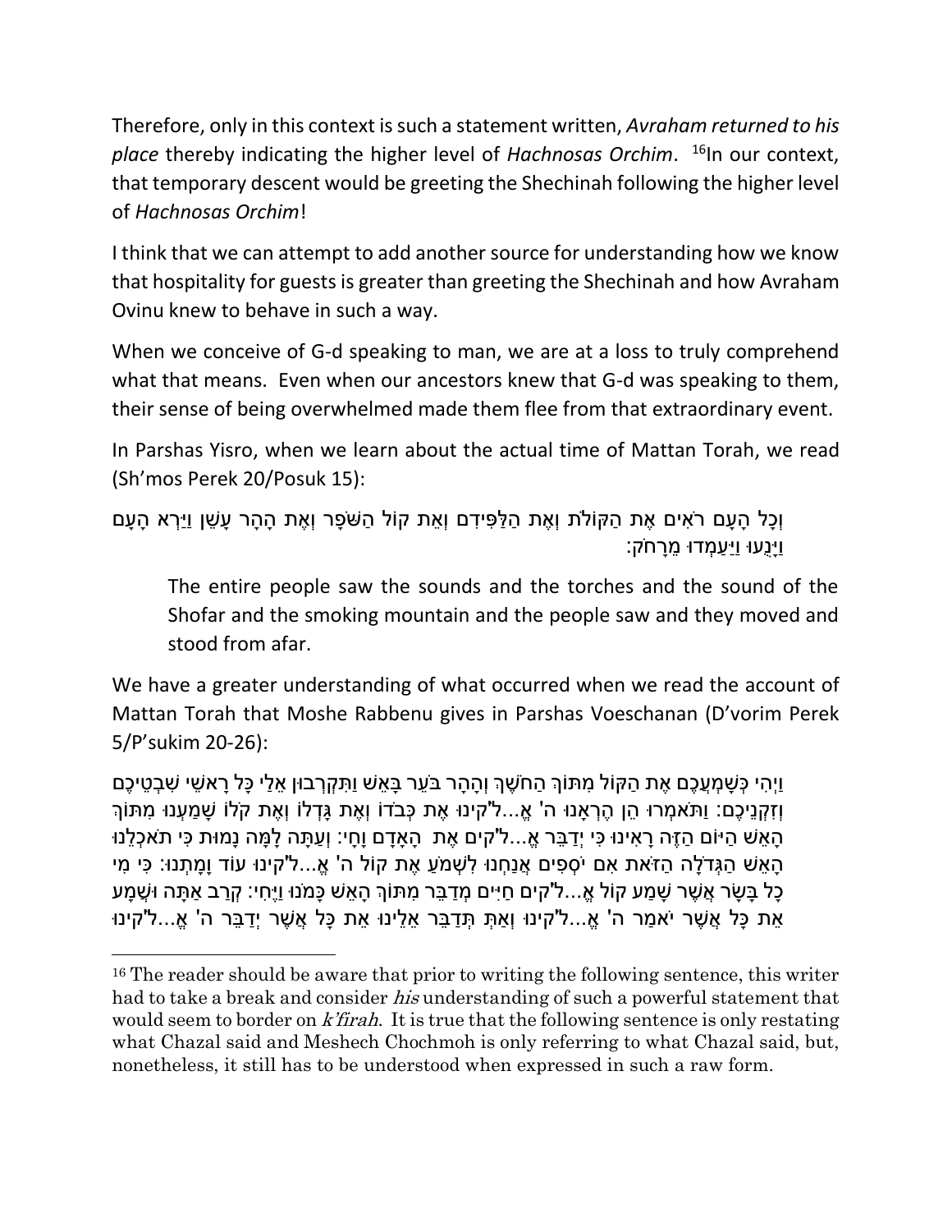Therefore, only in this context is such a statement written, *Avraham returned to his place* thereby indicating the higher level of *Hachnosas Orchim*. [16]In our context, that temporary descent would be greeting the Shechinah following the higher level of *Hachnosas Orchim*!

I think that we can attempt to add another source for understanding how we know that hospitality for guests is greater than greeting the Shechinah and how Avraham Ovinu knew to behave in such a way.

When we conceive of G-d speaking to man, we are at a loss to truly comprehend what that means. Even when our ancestors knew that G-d was speaking to them, their sense of being overwhelmed made them flee from that extraordinary event.

In Parshas Yisro, when we learn about the actual time of Mattan Torah, we read (Sh'mos Perek 20/Posuk 15):

> וְכָל הָעָם רֹאִים אֶת הַקּוֹלֹת וְאֶת הַלַּפִּידִם וְאֵת קוֹל הַשֹּׁפָר וְאֶת הָהָר עָשֵׁן וַיַּרְא הָעָם וַיָּנֻעוּ וַיַּעַמְדוּ מֵרָחֹק:
>
> The entire people saw the sounds and the torches and the sound of the Shofar and the smoking mountain and the people saw and they moved and stood from afar.

We have a greater understanding of what occurred when we read the account of Mattan Torah that Moshe Rabbenu gives in Parshas Voeschanan (D'vorim Perek 5/P'sukim 20-26):

וַיְהִי כְּשָׁמְעֲכֶם אֶת הַקּוֹל מִתּוֹךְ הַחֹשֶׁךְ וְהָהָר בֹּעֵר בָּאֵשׁ וַתִּקְרְבוּן אֵלַי כָּל רָאשֵׁי שִׁבְטֵיכֶם וְזִקְנֵיכֶם: וַתֹּאמְרוּ הֵן הֶרְאָנוּ ה' אֱ...ל'קינוּ אֶת כְּבֹדוֹ וְאֶת גָּדְלוֹ וְאֶת קֹלוֹ שָׁמַעְנוּ מִתּוֹךְ הָאֵשׁ הַיּוֹם הַזֶּה רָאִינוּ כִּי יְדַבֵּר אֱ...ל'קים אֶת הָאָדָם וָחָי: וְעַתָּה לָמָּה נָמוּת כִּי תֹאכְלֵנוּ הָאֵשׁ הַגְּדֹלָה הַזֹּאת אִם יֹסְפִים אֲנַחְנוּ לִשְׁמֹעַ אֶת קוֹל ה' אֱ...ל'קינוּ עוֹד וָמָתְנוּ: כִּי מִי כָל בָּשָׂר אֲשֶׁר שָׁמַע קוֹל אֱ...ל'קים חַיִּים מְדַבֵּר מִתּוֹךְ הָאֵשׁ כָּמֹנוּ וַיֶּחִי: קְרַב אַתָּה וּשְׁמָע אֵת כָּל אֲשֶׁר יֹאמַר ה' אֱ...ל'קינוּ וְאַתְּ תְּדַבֵּר אֵלֵינוּ אֵת כָּל אֲשֶׁר יְדַבֵּר ה' אֱ...ל'קינוּ

---

[16] The reader should be aware that prior to writing the following sentence, this writer had to take a break and consider *his* understanding of such a powerful statement that would seem to border on *k'firah*. It is true that the following sentence is only restating what Chazal said and Meshech Chochmoh is only referring to what Chazal said, but, nonetheless, it still has to be understood when expressed in such a raw form.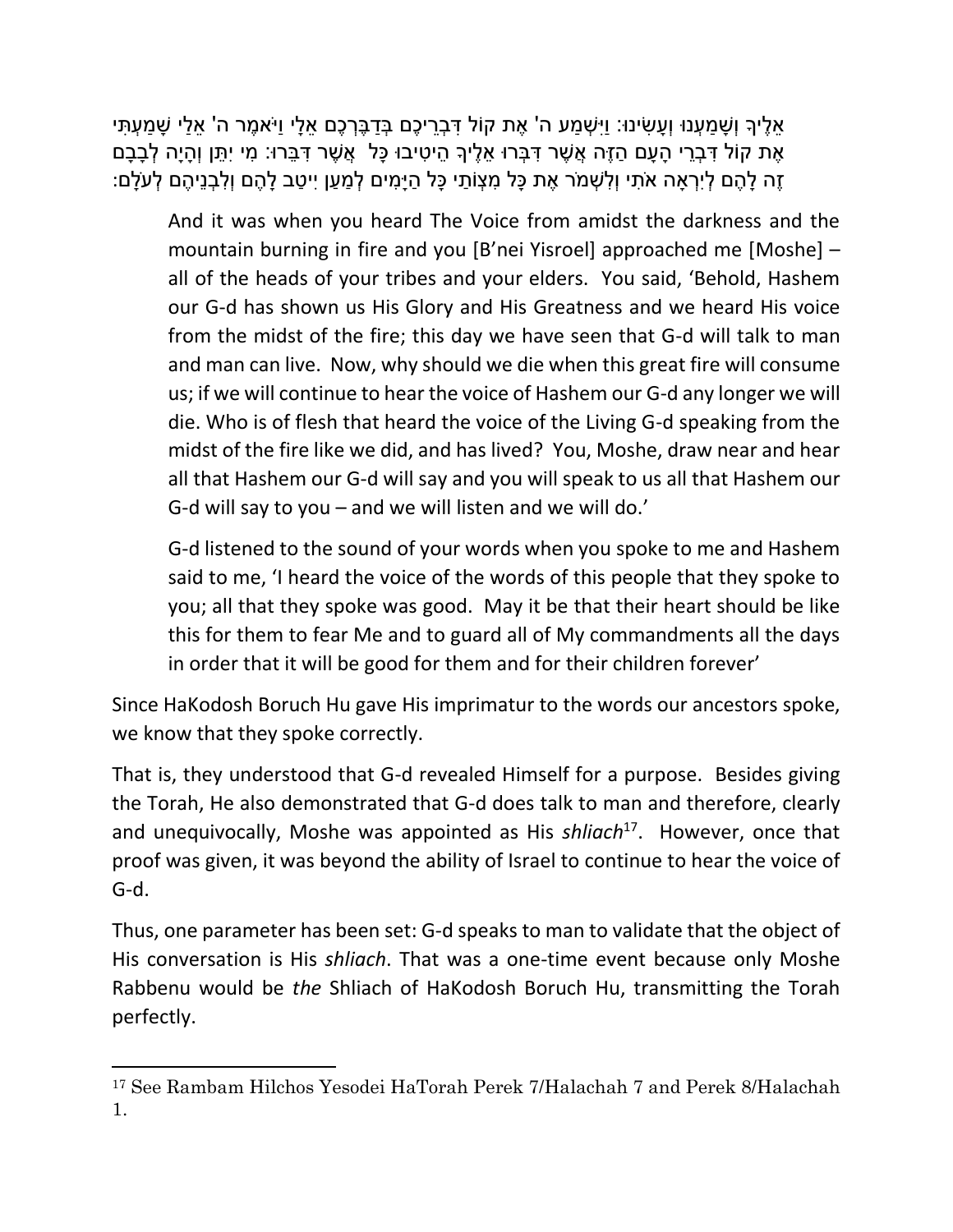אֵלֶיךָ וְשָׁמַעְנוּ וְעָשִׂינוּ: וַיִּשְׁמַע ה' אֶת קוֹל דִּבְרֵיכֶם בְּדַבֶּרְכֶם אֵלָי וַיֹּאמֶר ה' אֵלַי שָׁמַעְתִּי אֶת קוֹל דִּבְרֵי הָעָם הַזֶּה אֲשֶׁר דִּבְּרוּ אֵלֶיךָ הֵיטִיבוּ כָּל אֲשֶׁר דִּבֵּרוּ: מִי יִתֵּן וְהָיָה לְבָבָם זֶה לָהֶם לְיִרְאָה אֹתִי וְלִשְׁמֹר אֶת כָּל מִצְוֹתַי כָּל הַיָּמִים לְמַעַן יִיטַב לָהֶם וְלִבְנֵיהֶם לְעֹלָם:

> And it was when you heard The Voice from amidst the darkness and the mountain burning in fire and you [B'nei Yisroel] approached me [Moshe] – all of the heads of your tribes and your elders. You said, 'Behold, Hashem our G-d has shown us His Glory and His Greatness and we heard His voice from the midst of the fire; this day we have seen that G-d will talk to man and man can live. Now, why should we die when this great fire will consume us; if we will continue to hear the voice of Hashem our G-d any longer we will die. Who is of flesh that heard the voice of the Living G-d speaking from the midst of the fire like we did, and has lived? You, Moshe, draw near and hear all that Hashem our G-d will say and you will speak to us all that Hashem our G-d will say to you – and we will listen and we will do.'
>
> G-d listened to the sound of your words when you spoke to me and Hashem said to me, 'I heard the voice of the words of this people that they spoke to you; all that they spoke was good. May it be that their heart should be like this for them to fear Me and to guard all of My commandments all the days in order that it will be good for them and for their children forever'

Since HaKodosh Boruch Hu gave His imprimatur to the words our ancestors spoke, we know that they spoke correctly.

That is, they understood that G-d revealed Himself for a purpose. Besides giving the Torah, He also demonstrated that G-d does talk to man and therefore, clearly and unequivocally, Moshe was appointed as His *shliach*[17]. However, once that proof was given, it was beyond the ability of Israel to continue to hear the voice of G-d.

Thus, one parameter has been set: G-d speaks to man to validate that the object of His conversation is His *shliach*. That was a one-time event because only Moshe Rabbenu would be *the* Shliach of HaKodosh Boruch Hu, transmitting the Torah perfectly.

---

[17] See Rambam Hilchos Yesodei HaTorah Perek 7/Halachah 7 and Perek 8/Halachah 1.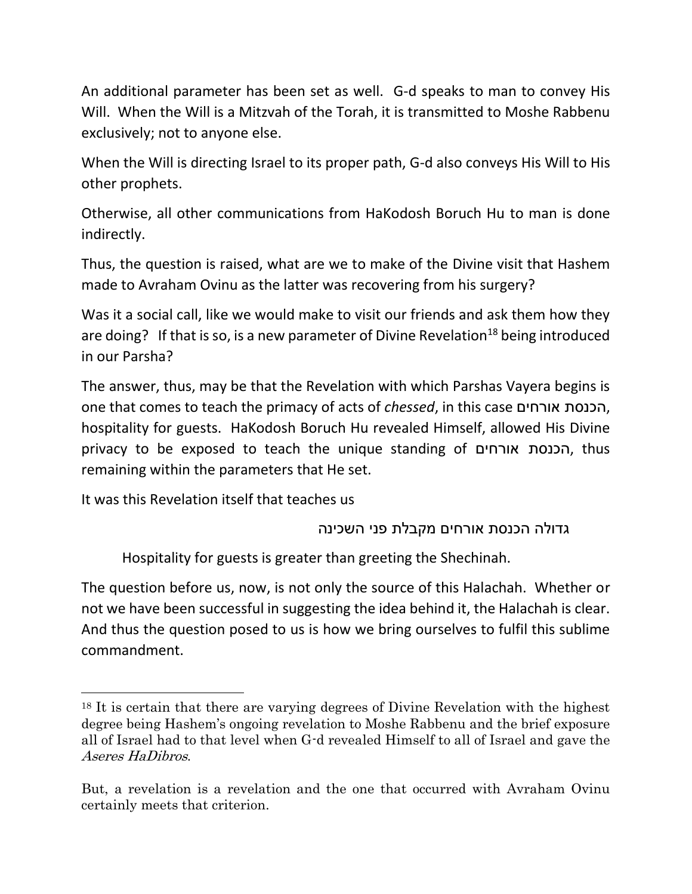An additional parameter has been set as well. G-d speaks to man to convey His Will. When the Will is a Mitzvah of the Torah, it is transmitted to Moshe Rabbenu exclusively; not to anyone else.

When the Will is directing Israel to its proper path, G-d also conveys His Will to His other prophets.

Otherwise, all other communications from HaKodosh Boruch Hu to man is done indirectly.

Thus, the question is raised, what are we to make of the Divine visit that Hashem made to Avraham Ovinu as the latter was recovering from his surgery?

Was it a social call, like we would make to visit our friends and ask them how they are doing? If that is so, is a new parameter of Divine Revelation[18] being introduced in our Parsha?

The answer, thus, may be that the Revelation with which Parshas Vayera begins is one that comes to teach the primacy of acts of *chessed*, in this case הכנסת אורחים, hospitality for guests. HaKodosh Boruch Hu revealed Himself, allowed His Divine privacy to be exposed to teach the unique standing of הכנסת אורחים, thus remaining within the parameters that He set.

It was this Revelation itself that teaches us

גדולה הכנסת אורחים מקבלת פני השכינה

Hospitality for guests is greater than greeting the Shechinah.

The question before us, now, is not only the source of this Halachah. Whether or not we have been successful in suggesting the idea behind it, the Halachah is clear. And thus the question posed to us is how we bring ourselves to fulfil this sublime commandment.

---

[18] It is certain that there are varying degrees of Divine Revelation with the highest degree being Hashem's ongoing revelation to Moshe Rabbenu and the brief exposure all of Israel had to that level when G-d revealed Himself to all of Israel and gave the *Aseres HaDibros*.

But, a revelation is a revelation and the one that occurred with Avraham Ovinu certainly meets that criterion.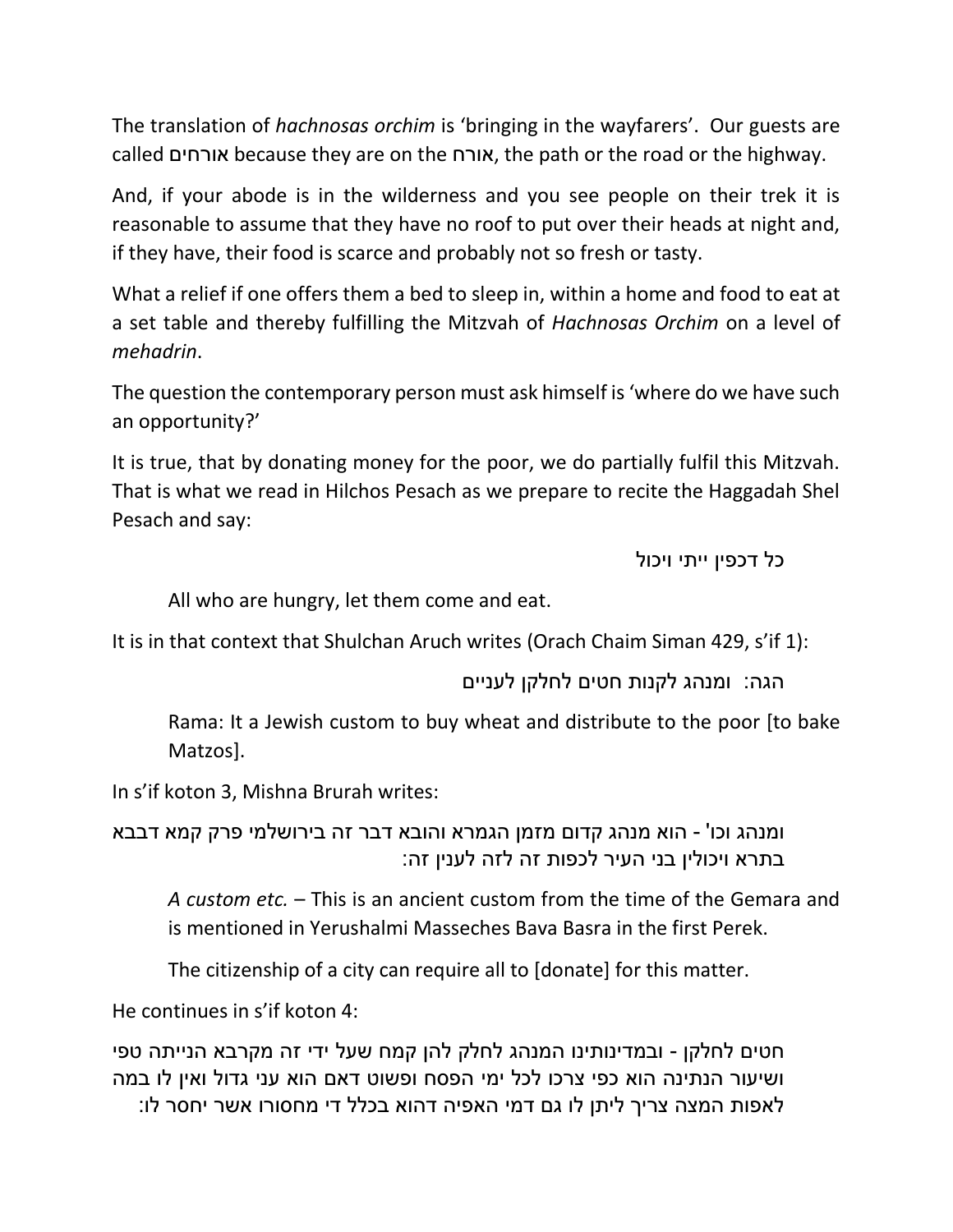The translation of *hachnosas orchim* is 'bringing in the wayfarers'. Our guests are called אורחים because they are on the אורח, the path or the road or the highway.

And, if your abode is in the wilderness and you see people on their trek it is reasonable to assume that they have no roof to put over their heads at night and, if they have, their food is scarce and probably not so fresh or tasty.

What a relief if one offers them a bed to sleep in, within a home and food to eat at a set table and thereby fulfilling the Mitzvah of *Hachnosas Orchim* on a level of *mehadrin*.

The question the contemporary person must ask himself is 'where do we have such an opportunity?'

It is true, that by donating money for the poor, we do partially fulfil this Mitzvah. That is what we read in Hilchos Pesach as we prepare to recite the Haggadah Shel Pesach and say:

כל דכפין ייתי ויכול

> All who are hungry, let them come and eat.

It is in that context that Shulchan Aruch writes (Orach Chaim Siman 429, s'if 1):

הגה: ומנהג לקנות חטים לחלקן לעניים

> Rama: It a Jewish custom to buy wheat and distribute to the poor [to bake Matzos].

In s'if koton 3, Mishna Brurah writes:

ומנהג וכו' - הוא מנהג קדום מזמן הגמרא והובא דבר זה בירושלמי פרק קמא דבבא בתרא ויכולין בני העיר לכפות זה לזה לענין זה:

> *A custom etc.* – This is an ancient custom from the time of the Gemara and is mentioned in Yerushalmi Masseches Bava Basra in the first Perek.
>
> The citizenship of a city can require all to [donate] for this matter.

He continues in s'if koton 4:

חטים לחלקן - ובמדינותינו המנהג לחלק להן קמח שעל ידי זה מקרבא הנייתה טפי ושיעור הנתינה הוא כפי צרכו לכל ימי הפסח ופשוט דאם הוא עני גדול ואין לו במה לאפות המצה צריך ליתן לו גם דמי האפיה דהוא בכלל די מחסורו אשר יחסר לו: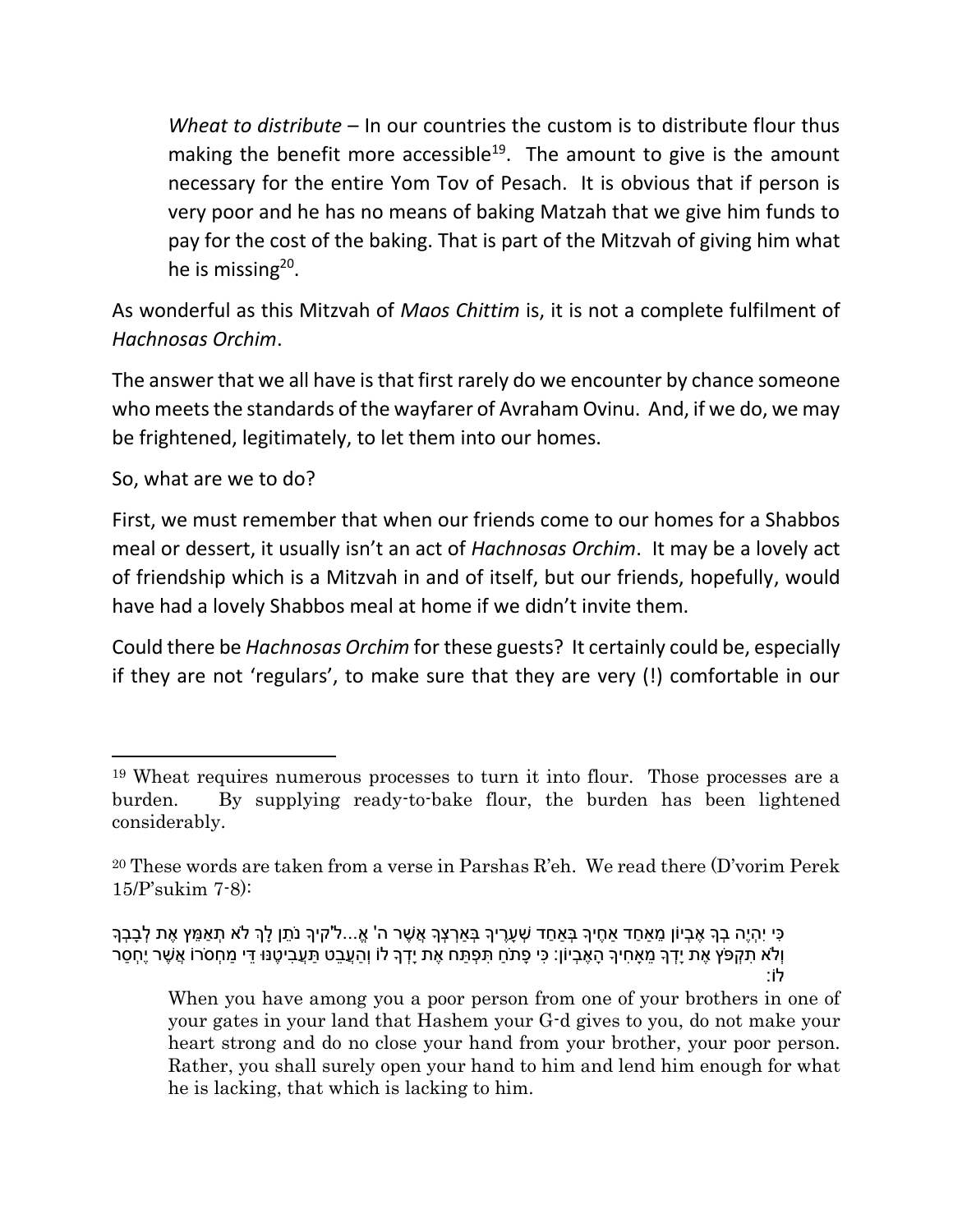*Wheat to distribute* – In our countries the custom is to distribute flour thus making the benefit more accessible[19]. The amount to give is the amount necessary for the entire Yom Tov of Pesach. It is obvious that if person is very poor and he has no means of baking Matzah that we give him funds to pay for the cost of the baking. That is part of the Mitzvah of giving him what he is missing[20].

As wonderful as this Mitzvah of *Maos Chittim* is, it is not a complete fulfilment of *Hachnosas Orchim*.

The answer that we all have is that first rarely do we encounter by chance someone who meets the standards of the wayfarer of Avraham Ovinu. And, if we do, we may be frightened, legitimately, to let them into our homes.

So, what are we to do?

First, we must remember that when our friends come to our homes for a Shabbos meal or dessert, it usually isn't an act of *Hachnosas Orchim*. It may be a lovely act of friendship which is a Mitzvah in and of itself, but our friends, hopefully, would have had a lovely Shabbos meal at home if we didn't invite them.

Could there be *Hachnosas Orchim* for these guests? It certainly could be, especially if they are not 'regulars', to make sure that they are very (!) comfortable in our

---

[19] Wheat requires numerous processes to turn it into flour. Those processes are a burden. By supplying ready-to-bake flour, the burden has been lightened considerably.

[20] These words are taken from a verse in Parshas R'eh. We read there (D'vorim Perek 15/P'sukim 7-8):

כִּי יִהְיֶה בְךָ אֶבְיוֹן מֵאַחַד אַחֶיךָ בְּאַחַד שְׁעָרֶיךָ בְּאַרְצְךָ אֲשֶׁר ה' אֶ...ל'קיךָ נֹתֵן לָךְ לֹא תְאַמֵּץ אֶת לְבָבְךָ וְלֹא תִקְפֹּץ אֶת יָדְךָ מֵאָחִיךָ הָאֶבְיוֹן: כִּי פָתֹחַ תִּפְתַּח אֶת יָדְךָ לוֹ וְהַעֲבֵט תַּעֲבִיטֶנּוּ דֵּי מַחְסֹרוֹ אֲשֶׁר יֶחְסַר לוֹ:

> When you have among you a poor person from one of your brothers in one of your gates in your land that Hashem your G-d gives to you, do not make your heart strong and do no close your hand from your brother, your poor person. Rather, you shall surely open your hand to him and lend him enough for what he is lacking, that which is lacking to him.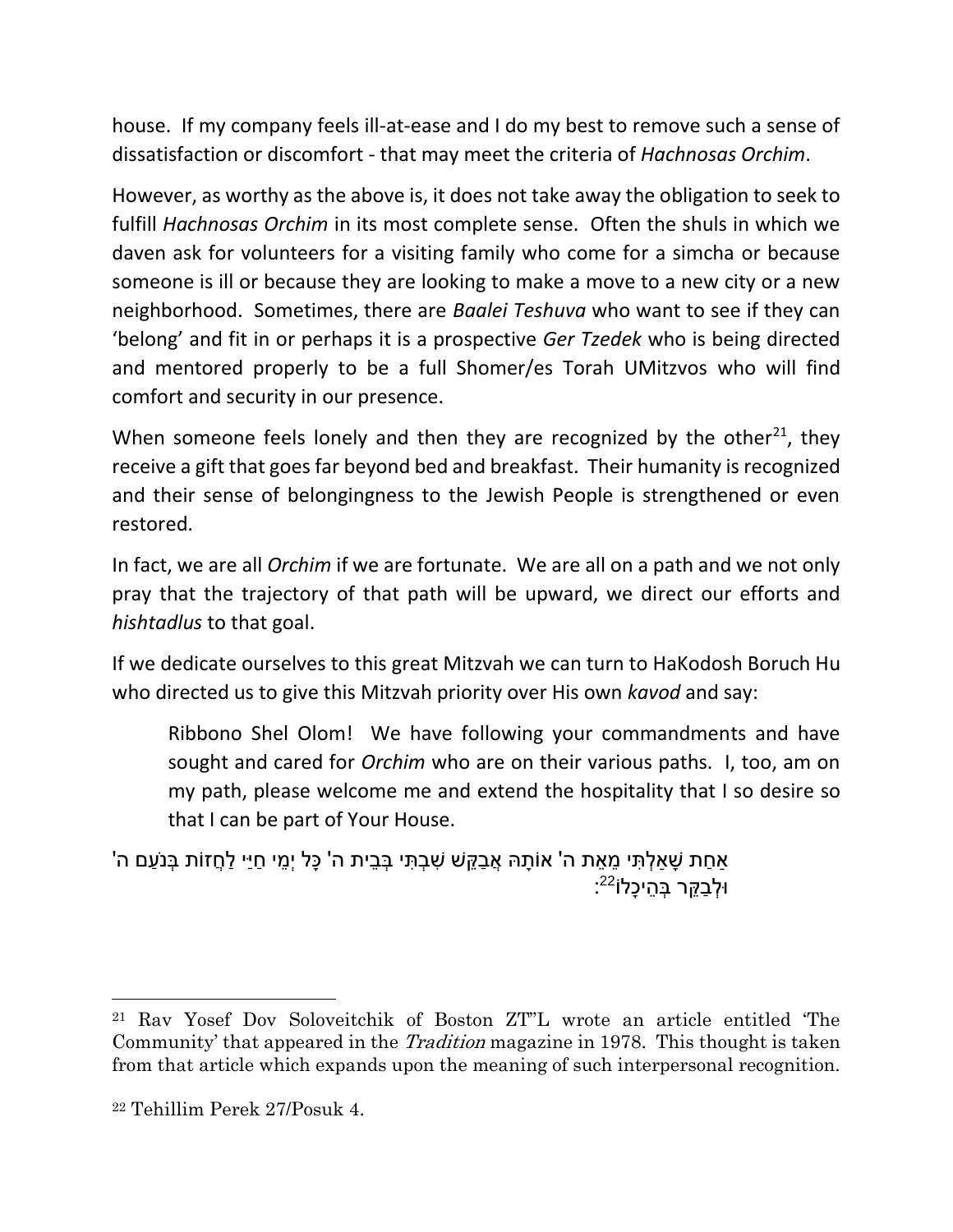house. If my company feels ill-at-ease and I do my best to remove such a sense of dissatisfaction or discomfort - that may meet the criteria of *Hachnosas Orchim*.

However, as worthy as the above is, it does not take away the obligation to seek to fulfill *Hachnosas Orchim* in its most complete sense. Often the shuls in which we daven ask for volunteers for a visiting family who come for a simcha or because someone is ill or because they are looking to make a move to a new city or a new neighborhood. Sometimes, there are *Baalei Teshuva* who want to see if they can 'belong' and fit in or perhaps it is a prospective *Ger Tzedek* who is being directed and mentored properly to be a full Shomer/es Torah UMitzvos who will find comfort and security in our presence.

When someone feels lonely and then they are recognized by the other[21], they receive a gift that goes far beyond bed and breakfast. Their humanity is recognized and their sense of belongingness to the Jewish People is strengthened or even restored.

In fact, we are all *Orchim* if we are fortunate. We are all on a path and we not only pray that the trajectory of that path will be upward, we direct our efforts and *hishtadlus* to that goal.

If we dedicate ourselves to this great Mitzvah we can turn to HaKodosh Boruch Hu who directed us to give this Mitzvah priority over His own *kavod* and say:

> Ribbono Shel Olom! We have following your commandments and have sought and cared for *Orchim* who are on their various paths. I, too, am on my path, please welcome me and extend the hospitality that I so desire so that I can be part of Your House.

אַחַת שָׁאַלְתִּי מֵאֵת ה' אוֹתָהּ אֲבַקֵּשׁ שִׁבְתִּי בְּבֵית ה' כָּל יְמֵי חַיַּי לַחֲזוֹת בְּנֹעַם ה' וּלְבַקֵּר בְּהֵיכָלוֹ[22]:

---

[21] Rav Yosef Dov Soloveitchik of Boston ZT"L wrote an article entitled 'The Community' that appeared in the *Tradition* magazine in 1978. This thought is taken from that article which expands upon the meaning of such interpersonal recognition.

[22] Tehillim Perek 27/Posuk 4.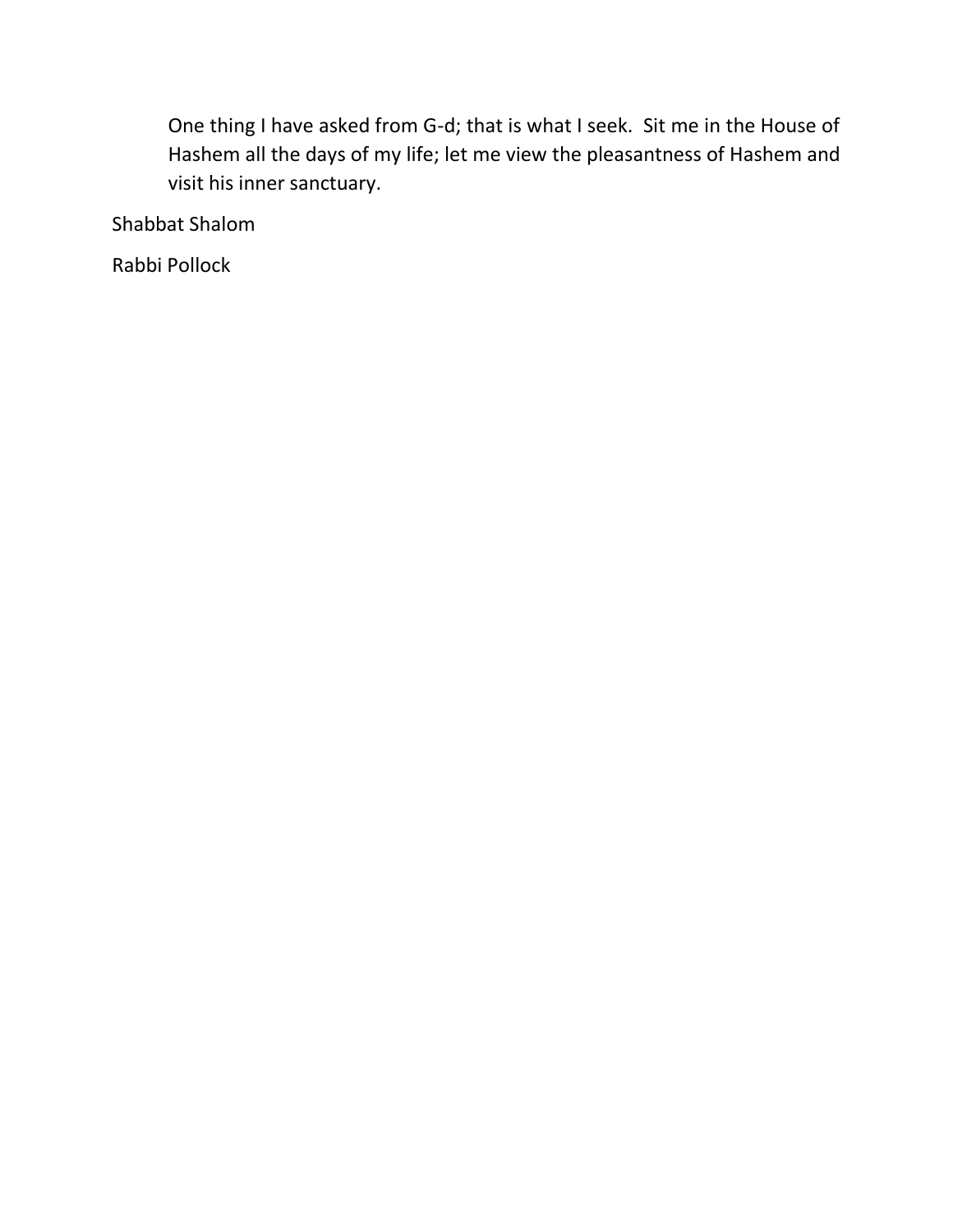> One thing I have asked from G-d; that is what I seek. Sit me in the House of Hashem all the days of my life; let me view the pleasantness of Hashem and visit his inner sanctuary.

Shabbat Shalom

Rabbi Pollock